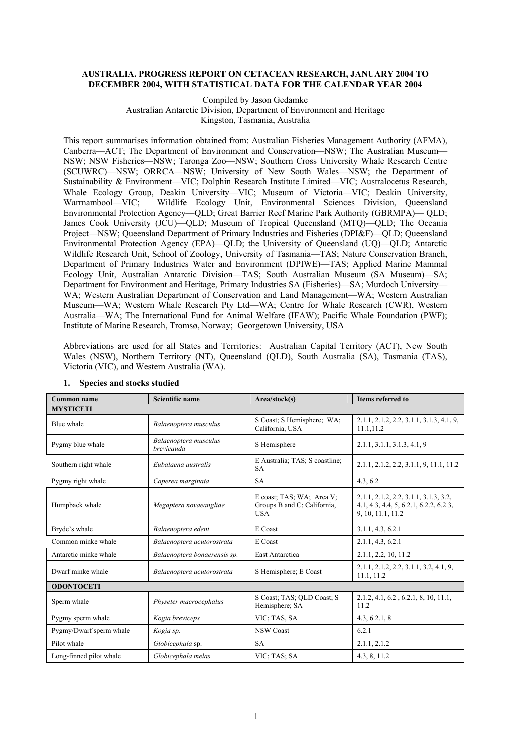# AUSTRALIA. PROGRESS REPORT ON CETACEAN RESEARCH, JANUARY 2004 TO DECEMBER 2004, WITH STATISTICAL DATA FOR THE CALENDAR YEAR 2004

Compiled by Jason Gedamke
Australian Antarctic Division, Department of Environment and Heritage
Kingston, Tasmania, Australia

This report summarises information obtained from: Australian Fisheries Management Authority (AFMA), Canberra—ACT; The Department of Environment and Conservation—NSW; The Australian Museum—NSW; NSW Fisheries—NSW; Taronga Zoo—NSW; Southern Cross University Whale Research Centre (SCUWRC)—NSW; ORRCA—NSW; University of New South Wales—NSW; the Department of Sustainability & Environment—VIC; Dolphin Research Institute Limited—VIC; Australocetus Research, Whale Ecology Group, Deakin University—VIC; Museum of Victoria—VIC; Deakin University, Warrnambool—VIC; Wildlife Ecology Unit, Environmental Sciences Division, Queensland Environmental Protection Agency—QLD; Great Barrier Reef Marine Park Authority (GBRMPA)— QLD; James Cook University (JCU)—QLD; Museum of Tropical Queensland (MTQ)—QLD; The Oceania Project—NSW; Queensland Department of Primary Industries and Fisheries (DPI&F)—QLD; Queensland Environmental Protection Agency (EPA)—QLD; the University of Queensland (UQ)—QLD; Antarctic Wildlife Research Unit, School of Zoology, University of Tasmania—TAS; Nature Conservation Branch, Department of Primary Industries Water and Environment (DPIWE)—TAS; Applied Marine Mammal Ecology Unit, Australian Antarctic Division—TAS; South Australian Museum (SA Museum)—SA; Department for Environment and Heritage, Primary Industries SA (Fisheries)—SA; Murdoch University—WA; Western Australian Department of Conservation and Land Management—WA; Western Australian Museum—WA; Western Whale Research Pty Ltd—WA; Centre for Whale Research (CWR), Western Australia—WA; The International Fund for Animal Welfare (IFAW); Pacific Whale Foundation (PWF); Institute of Marine Research, Tromsø, Norway; Georgetown University, USA

Abbreviations are used for all States and Territories: Australian Capital Territory (ACT), New South Wales (NSW), Northern Territory (NT), Queensland (QLD), South Australia (SA), Tasmania (TAS), Victoria (VIC), and Western Australia (WA).

## 1. Species and stocks studied

| Common name | Scientific name | Area/stock(s) | Items referred to |
|---|---|---|---|
| **MYSTICETI** | | | |
| Blue whale | *Balaenoptera musculus* | S Coast; S Hemisphere; WA; California, USA | 2.1.1, 2.1.2, 2.2, 3.1.1, 3.1.3, 4.1, 9, 11.1,11.2 |
| Pygmy blue whale | *Balaenoptera musculus brevicauda* | S Hemisphere | 2.1.1, 3.1.1, 3.1.3, 4.1, 9 |
| Southern right whale | *Eubalaena australis* | E Australia; TAS; S coastline; SA | 2.1.1, 2.1.2, 2.2, 3.1.1, 9, 11.1, 11.2 |
| Pygmy right whale | *Caperea marginata* | SA | 4.3, 6.2 |
| Humpback whale | *Megaptera novaeangliae* | E coast; TAS; WA; Area V; Groups B and C; California, USA | 2.1.1, 2.1.2, 2.2, 3.1.1, 3.1.3, 3.2, 4.1, 4.3, 4.4, 5, 6.2.1, 6.2.2, 6.2.3, 9, 10, 11.1, 11.2 |
| Bryde's whale | *Balaenoptera edeni* | E Coast | 3.1.1, 4.3, 6.2.1 |
| Common minke whale | *Balaenoptera acutorostrata* | E Coast | 2.1.1, 4.3, 6.2.1 |
| Antarctic minke whale | *Balaenoptera bonaerensis sp.* | East Antarctica | 2.1.1, 2.2, 10, 11.2 |
| Dwarf minke whale | *Balaenoptera acutorostrata* | S Hemisphere; E Coast | 2.1.1, 2.1.2, 2.2, 3.1.1, 3.2, 4.1, 9, 11.1, 11.2 |
| **ODONTOCETI** | | | |
| Sperm whale | *Physeter macrocephalus* | S Coast; TAS; QLD Coast; S Hemisphere; SA | 2.1.2, 4.1, 6.2 , 6.2.1, 8, 10, 11.1, 11.2 |
| Pygmy sperm whale | *Kogia breviceps* | VIC; TAS, SA | 4.3, 6.2.1, 8 |
| Pygmy/Dwarf sperm whale | *Kogia sp.* | NSW Coast | 6.2.1 |
| Pilot whale | *Globicephala* sp. | SA | 2.1.1, 2.1.2 |
| Long-finned pilot whale | *Globicephala melas* | VIC; TAS; SA | 4.3, 8, 11.2 |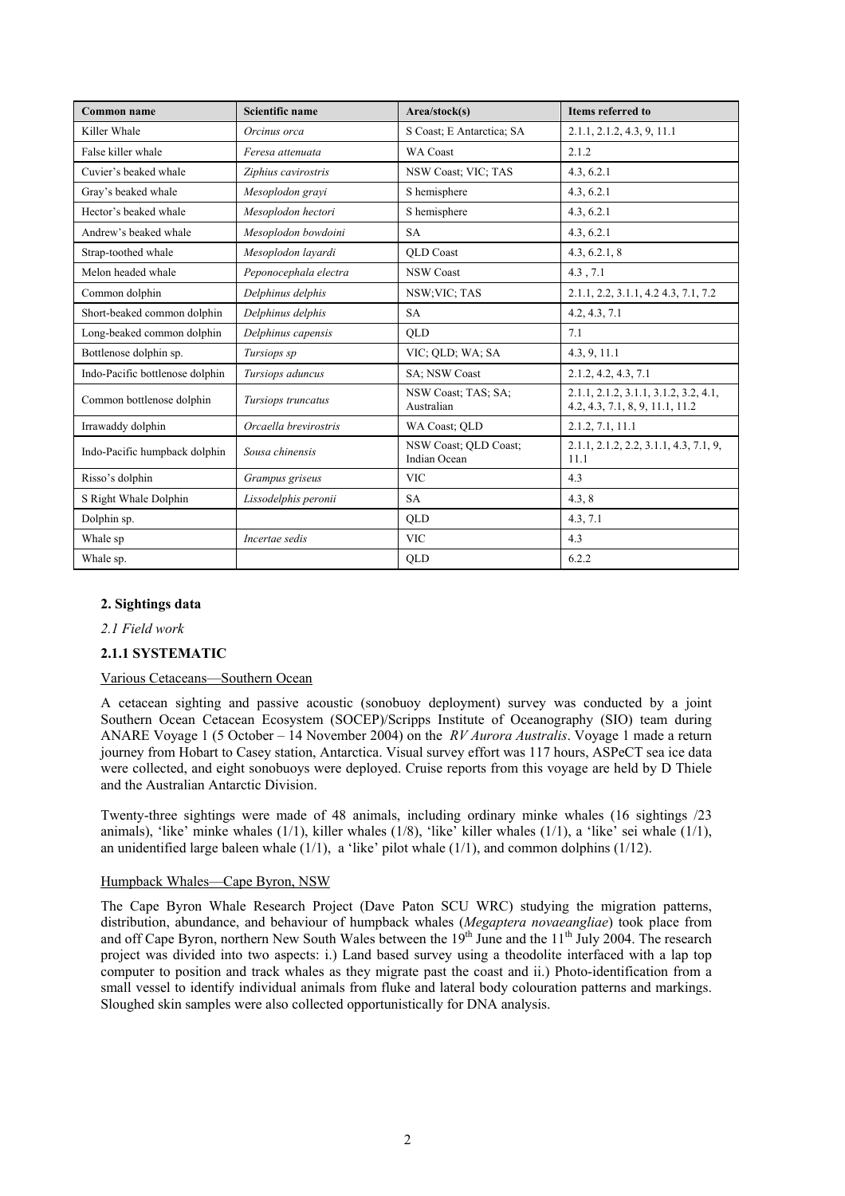| Common name | Scientific name | Area/stock(s) | Items referred to |
|---|---|---|---|
| Killer Whale | *Orcinus orca* | S Coast; E Antarctica; SA | 2.1.1, 2.1.2, 4.3, 9, 11.1 |
| False killer whale | *Feresa attenuata* | WA Coast | 2.1.2 |
| Cuvier's beaked whale | *Ziphius cavirostris* | NSW Coast; VIC; TAS | 4.3, 6.2.1 |
| Gray's beaked whale | *Mesoplodon grayi* | S hemisphere | 4.3, 6.2.1 |
| Hector's beaked whale | *Mesoplodon hectori* | S hemisphere | 4.3, 6.2.1 |
| Andrew's beaked whale | *Mesoplodon bowdoini* | SA | 4.3, 6.2.1 |
| Strap-toothed whale | *Mesoplodon layardi* | QLD Coast | 4.3, 6.2.1, 8 |
| Melon headed whale | *Peponocephala electra* | NSW Coast | 4.3 , 7.1 |
| Common dolphin | *Delphinus delphis* | NSW;VIC; TAS | 2.1.1, 2.2, 3.1.1, 4.2 4.3, 7.1, 7.2 |
| Short-beaked common dolphin | *Delphinus delphis* | SA | 4.2, 4.3, 7.1 |
| Long-beaked common dolphin | *Delphinus capensis* | QLD | 7.1 |
| Bottlenose dolphin sp. | *Tursiops sp* | VIC; QLD; WA; SA | 4.3, 9, 11.1 |
| Indo-Pacific bottlenose dolphin | *Tursiops aduncus* | SA; NSW Coast | 2.1.2, 4.2, 4.3, 7.1 |
| Common bottlenose dolphin | *Tursiops truncatus* | NSW Coast; TAS; SA; Australian | 2.1.1, 2.1.2, 3.1.1, 3.1.2, 3.2, 4.1, 4.2, 4.3, 7.1, 8, 9, 11.1, 11.2 |
| Irrawaddy dolphin | *Orcaella brevirostris* | WA Coast; QLD | 2.1.2, 7.1, 11.1 |
| Indo-Pacific humpback dolphin | *Sousa chinensis* | NSW Coast; QLD Coast; Indian Ocean | 2.1.1, 2.1.2, 2.2, 3.1.1, 4.3, 7.1, 9, 11.1 |
| Risso's dolphin | *Grampus griseus* | VIC | 4.3 |
| S Right Whale Dolphin | *Lissodelphis peronii* | SA | 4.3, 8 |
| Dolphin sp. | | QLD | 4.3, 7.1 |
| Whale sp | *Incertae sedis* | VIC | 4.3 |
| Whale sp. | | QLD | 6.2.2 |

## 2. Sightings data

*2.1 Field work*

### 2.1.1 SYSTEMATIC

Various Cetaceans—Southern Ocean

A cetacean sighting and passive acoustic (sonobuoy deployment) survey was conducted by a joint Southern Ocean Cetacean Ecosystem (SOCEP)/Scripps Institute of Oceanography (SIO) team during ANARE Voyage 1 (5 October – 14 November 2004) on the *RV Aurora Australis*. Voyage 1 made a return journey from Hobart to Casey station, Antarctica. Visual survey effort was 117 hours, ASPeCT sea ice data were collected, and eight sonobuoys were deployed. Cruise reports from this voyage are held by D Thiele and the Australian Antarctic Division.

Twenty-three sightings were made of 48 animals, including ordinary minke whales (16 sightings /23 animals), 'like' minke whales (1/1), killer whales (1/8), 'like' killer whales (1/1), a 'like' sei whale (1/1), an unidentified large baleen whale (1/1), a 'like' pilot whale (1/1), and common dolphins (1/12).

Humpback Whales—Cape Byron, NSW

The Cape Byron Whale Research Project (Dave Paton SCU WRC) studying the migration patterns, distribution, abundance, and behaviour of humpback whales (*Megaptera novaeangliae*) took place from and off Cape Byron, northern New South Wales between the 19th June and the 11th July 2004. The research project was divided into two aspects: i.) Land based survey using a theodolite interfaced with a lap top computer to position and track whales as they migrate past the coast and ii.) Photo-identification from a small vessel to identify individual animals from fluke and lateral body colouration patterns and markings. Sloughed skin samples were also collected opportunistically for DNA analysis.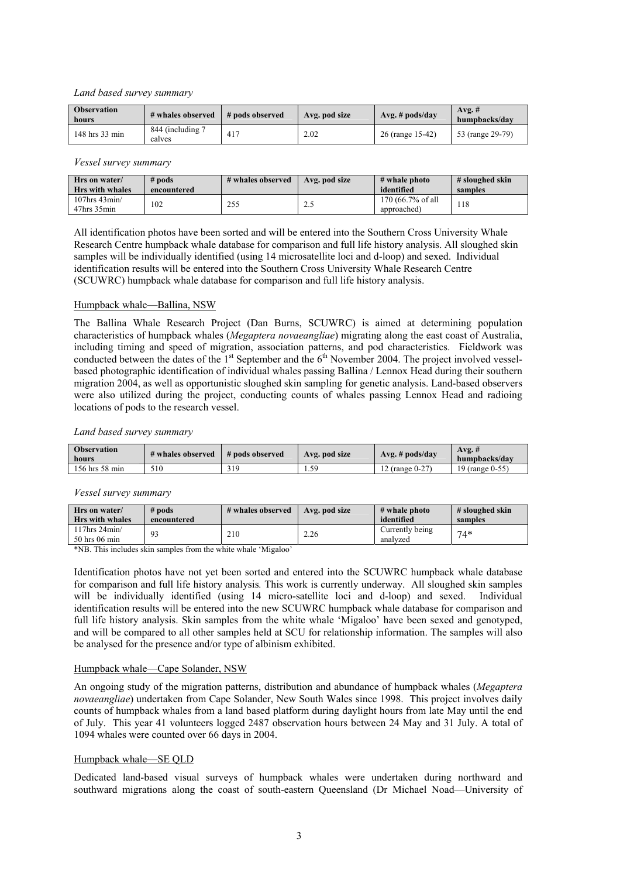*Land based survey summary*

| Observation hours | # whales observed | # pods observed | Avg. pod size | Avg. # pods/day | Avg. # humpbacks/day |
|---|---|---|---|---|---|
| 148 hrs 33 min | 844 (including 7 calves | 417 | 2.02 | 26 (range 15-42) | 53 (range 29-79) |

*Vessel survey summary*

| Hrs on water/ Hrs with whales | # pods encountered | # whales observed | Avg. pod size | # whale photo identified | # sloughed skin samples |
|---|---|---|---|---|---|
| 107hrs 43min/ 47hrs 35min | 102 | 255 | 2.5 | 170 (66.7% of all approached) | 118 |

All identification photos have been sorted and will be entered into the Southern Cross University Whale Research Centre humpback whale database for comparison and full life history analysis. All sloughed skin samples will be individually identified (using 14 microsatellite loci and d-loop) and sexed. Individual identification results will be entered into the Southern Cross University Whale Research Centre (SCUWRC) humpback whale database for comparison and full life history analysis.

## Humpback whale—Ballina, NSW

The Ballina Whale Research Project (Dan Burns, SCUWRC) is aimed at determining population characteristics of humpback whales (*Megaptera novaeangliae*) migrating along the east coast of Australia, including timing and speed of migration, association patterns, and pod characteristics. Fieldwork was conducted between the dates of the 1st September and the 6th November 2004. The project involved vessel-based photographic identification of individual whales passing Ballina / Lennox Head during their southern migration 2004, as well as opportunistic sloughed skin sampling for genetic analysis. Land-based observers were also utilized during the project, conducting counts of whales passing Lennox Head and radioing locations of pods to the research vessel.

*Land based survey summary*

| Observation hours | # whales observed | # pods observed | Avg. pod size | Avg. # pods/day | Avg. # humpbacks/day |
|---|---|---|---|---|---|
| 156 hrs 58 min | 510 | 319 | 1.59 | 12 (range 0-27) | 19 (range 0-55) |

*Vessel survey summary*

| Hrs on water/ Hrs with whales | # pods encountered | # whales observed | Avg. pod size | # whale photo identified | # sloughed skin samples |
|---|---|---|---|---|---|
| 117hrs 24min/ 50 hrs 06 min | 93 | 210 | 2.26 | Currently being analyzed | 74* |

*NB. This includes skin samples from the white whale 'Migaloo'

Identification photos have not yet been sorted and entered into the SCUWRC humpback whale database for comparison and full life history analysis. This work is currently underway. All sloughed skin samples will be individually identified (using 14 micro-satellite loci and d-loop) and sexed. Individual identification results will be entered into the new SCUWRC humpback whale database for comparison and full life history analysis. Skin samples from the white whale 'Migaloo' have been sexed and genotyped, and will be compared to all other samples held at SCU for relationship information. The samples will also be analysed for the presence and/or type of albinism exhibited.

## Humpback whale—Cape Solander, NSW

An ongoing study of the migration patterns, distribution and abundance of humpback whales (*Megaptera novaeangliae*) undertaken from Cape Solander, New South Wales since 1998. This project involves daily counts of humpback whales from a land based platform during daylight hours from late May until the end of July. This year 41 volunteers logged 2487 observation hours between 24 May and 31 July. A total of 1094 whales were counted over 66 days in 2004.

## Humpback whale—SE QLD

Dedicated land-based visual surveys of humpback whales were undertaken during northward and southward migrations along the coast of south-eastern Queensland (Dr Michael Noad—University of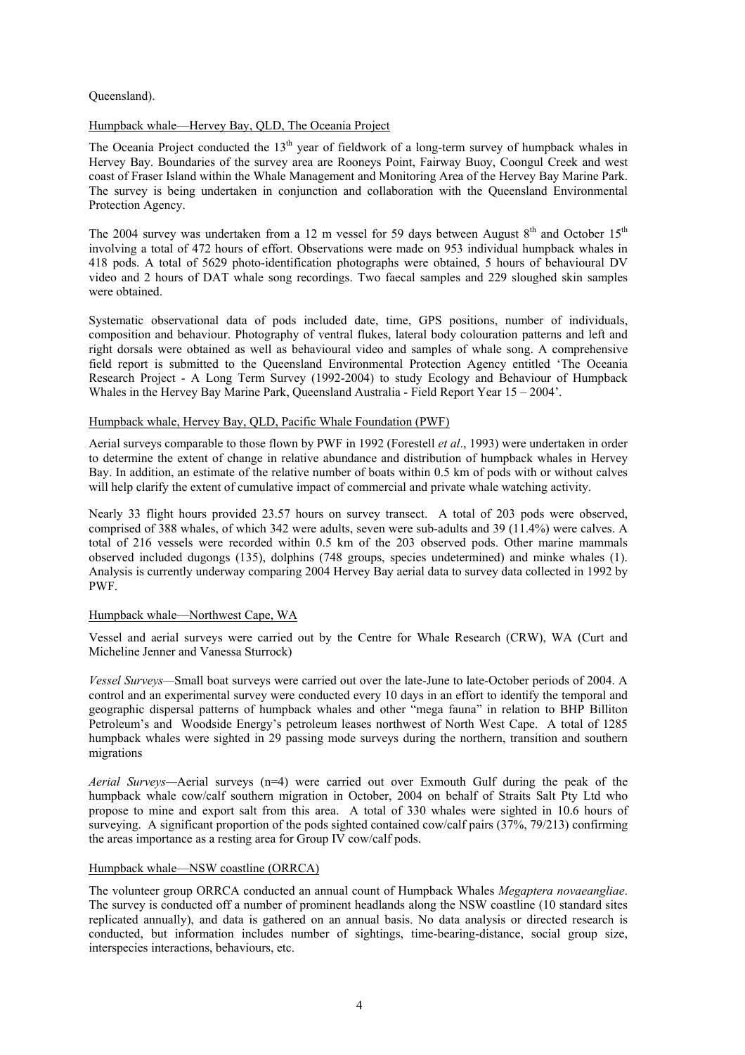Queensland).

Humpback whale—Hervey Bay, QLD, The Oceania Project

The Oceania Project conducted the 13th year of fieldwork of a long-term survey of humpback whales in Hervey Bay. Boundaries of the survey area are Rooneys Point, Fairway Buoy, Coongul Creek and west coast of Fraser Island within the Whale Management and Monitoring Area of the Hervey Bay Marine Park. The survey is being undertaken in conjunction and collaboration with the Queensland Environmental Protection Agency.

The 2004 survey was undertaken from a 12 m vessel for 59 days between August 8th and October 15th involving a total of 472 hours of effort. Observations were made on 953 individual humpback whales in 418 pods. A total of 5629 photo-identification photographs were obtained, 5 hours of behavioural DV video and 2 hours of DAT whale song recordings. Two faecal samples and 229 sloughed skin samples were obtained.

Systematic observational data of pods included date, time, GPS positions, number of individuals, composition and behaviour. Photography of ventral flukes, lateral body colouration patterns and left and right dorsals were obtained as well as behavioural video and samples of whale song. A comprehensive field report is submitted to the Queensland Environmental Protection Agency entitled 'The Oceania Research Project - A Long Term Survey (1992-2004) to study Ecology and Behaviour of Humpback Whales in the Hervey Bay Marine Park, Queensland Australia - Field Report Year 15 – 2004'.

Humpback whale, Hervey Bay, QLD, Pacific Whale Foundation (PWF)

Aerial surveys comparable to those flown by PWF in 1992 (Forestell *et al*., 1993) were undertaken in order to determine the extent of change in relative abundance and distribution of humpback whales in Hervey Bay. In addition, an estimate of the relative number of boats within 0.5 km of pods with or without calves will help clarify the extent of cumulative impact of commercial and private whale watching activity.

Nearly 33 flight hours provided 23.57 hours on survey transect. A total of 203 pods were observed, comprised of 388 whales, of which 342 were adults, seven were sub-adults and 39 (11.4%) were calves. A total of 216 vessels were recorded within 0.5 km of the 203 observed pods. Other marine mammals observed included dugongs (135), dolphins (748 groups, species undetermined) and minke whales (1). Analysis is currently underway comparing 2004 Hervey Bay aerial data to survey data collected in 1992 by PWF.

Humpback whale—Northwest Cape, WA

Vessel and aerial surveys were carried out by the Centre for Whale Research (CRW), WA (Curt and Micheline Jenner and Vanessa Sturrock)

*Vessel Surveys*—Small boat surveys were carried out over the late-June to late-October periods of 2004. A control and an experimental survey were conducted every 10 days in an effort to identify the temporal and geographic dispersal patterns of humpback whales and other "mega fauna" in relation to BHP Billiton Petroleum's and Woodside Energy's petroleum leases northwest of North West Cape. A total of 1285 humpback whales were sighted in 29 passing mode surveys during the northern, transition and southern migrations

*Aerial Surveys*—Aerial surveys (n=4) were carried out over Exmouth Gulf during the peak of the humpback whale cow/calf southern migration in October, 2004 on behalf of Straits Salt Pty Ltd who propose to mine and export salt from this area. A total of 330 whales were sighted in 10.6 hours of surveying. A significant proportion of the pods sighted contained cow/calf pairs (37%, 79/213) confirming the areas importance as a resting area for Group IV cow/calf pods.

Humpback whale—NSW coastline (ORRCA)

The volunteer group ORRCA conducted an annual count of Humpback Whales *Megaptera novaeangliae*. The survey is conducted off a number of prominent headlands along the NSW coastline (10 standard sites replicated annually), and data is gathered on an annual basis. No data analysis or directed research is conducted, but information includes number of sightings, time-bearing-distance, social group size, interspecies interactions, behaviours, etc.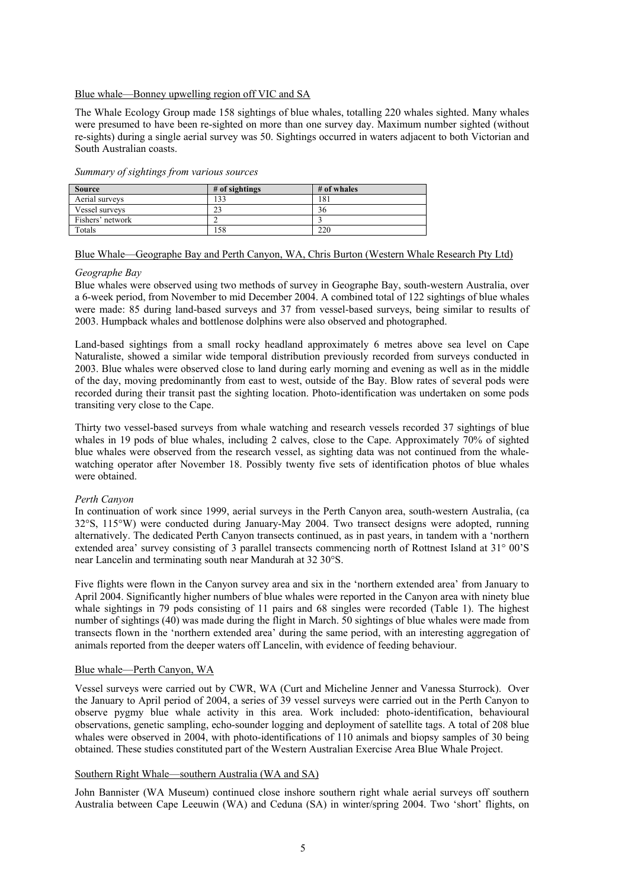Blue whale—Bonney upwelling region off VIC and SA

The Whale Ecology Group made 158 sightings of blue whales, totalling 220 whales sighted. Many whales were presumed to have been re-sighted on more than one survey day. Maximum number sighted (without re-sights) during a single aerial survey was 50. Sightings occurred in waters adjacent to both Victorian and South Australian coasts.

*Summary of sightings from various sources*

| Source | # of sightings | # of whales |
|---|---|---|
| Aerial surveys | 133 | 181 |
| Vessel surveys | 23 | 36 |
| Fishers' network | 2 | 3 |
| Totals | 158 | 220 |

Blue Whale—Geographe Bay and Perth Canyon, WA, Chris Burton (Western Whale Research Pty Ltd)

*Geographe Bay*

Blue whales were observed using two methods of survey in Geographe Bay, south-western Australia, over a 6-week period, from November to mid December 2004. A combined total of 122 sightings of blue whales were made: 85 during land-based surveys and 37 from vessel-based surveys, being similar to results of 2003. Humpback whales and bottlenose dolphins were also observed and photographed.

Land-based sightings from a small rocky headland approximately 6 metres above sea level on Cape Naturaliste, showed a similar wide temporal distribution previously recorded from surveys conducted in 2003. Blue whales were observed close to land during early morning and evening as well as in the middle of the day, moving predominantly from east to west, outside of the Bay. Blow rates of several pods were recorded during their transit past the sighting location. Photo-identification was undertaken on some pods transiting very close to the Cape.

Thirty two vessel-based surveys from whale watching and research vessels recorded 37 sightings of blue whales in 19 pods of blue whales, including 2 calves, close to the Cape. Approximately 70% of sighted blue whales were observed from the research vessel, as sighting data was not continued from the whale-watching operator after November 18. Possibly twenty five sets of identification photos of blue whales were obtained.

*Perth Canyon*

In continuation of work since 1999, aerial surveys in the Perth Canyon area, south-western Australia, (ca 32°S, 115°W) were conducted during January-May 2004. Two transect designs were adopted, running alternatively. The dedicated Perth Canyon transects continued, as in past years, in tandem with a 'northern extended area' survey consisting of 3 parallel transects commencing north of Rottnest Island at 31° 00'S near Lancelin and terminating south near Mandurah at 32 30°S.

Five flights were flown in the Canyon survey area and six in the 'northern extended area' from January to April 2004. Significantly higher numbers of blue whales were reported in the Canyon area with ninety blue whale sightings in 79 pods consisting of 11 pairs and 68 singles were recorded (Table 1). The highest number of sightings (40) was made during the flight in March. 50 sightings of blue whales were made from transects flown in the 'northern extended area' during the same period, with an interesting aggregation of animals reported from the deeper waters off Lancelin, with evidence of feeding behaviour.

Blue whale—Perth Canyon, WA

Vessel surveys were carried out by CWR, WA (Curt and Micheline Jenner and Vanessa Sturrock). Over the January to April period of 2004, a series of 39 vessel surveys were carried out in the Perth Canyon to observe pygmy blue whale activity in this area. Work included: photo-identification, behavioural observations, genetic sampling, echo-sounder logging and deployment of satellite tags. A total of 208 blue whales were observed in 2004, with photo-identifications of 110 animals and biopsy samples of 30 being obtained. These studies constituted part of the Western Australian Exercise Area Blue Whale Project.

Southern Right Whale—southern Australia (WA and SA)

John Bannister (WA Museum) continued close inshore southern right whale aerial surveys off southern Australia between Cape Leeuwin (WA) and Ceduna (SA) in winter/spring 2004. Two 'short' flights, on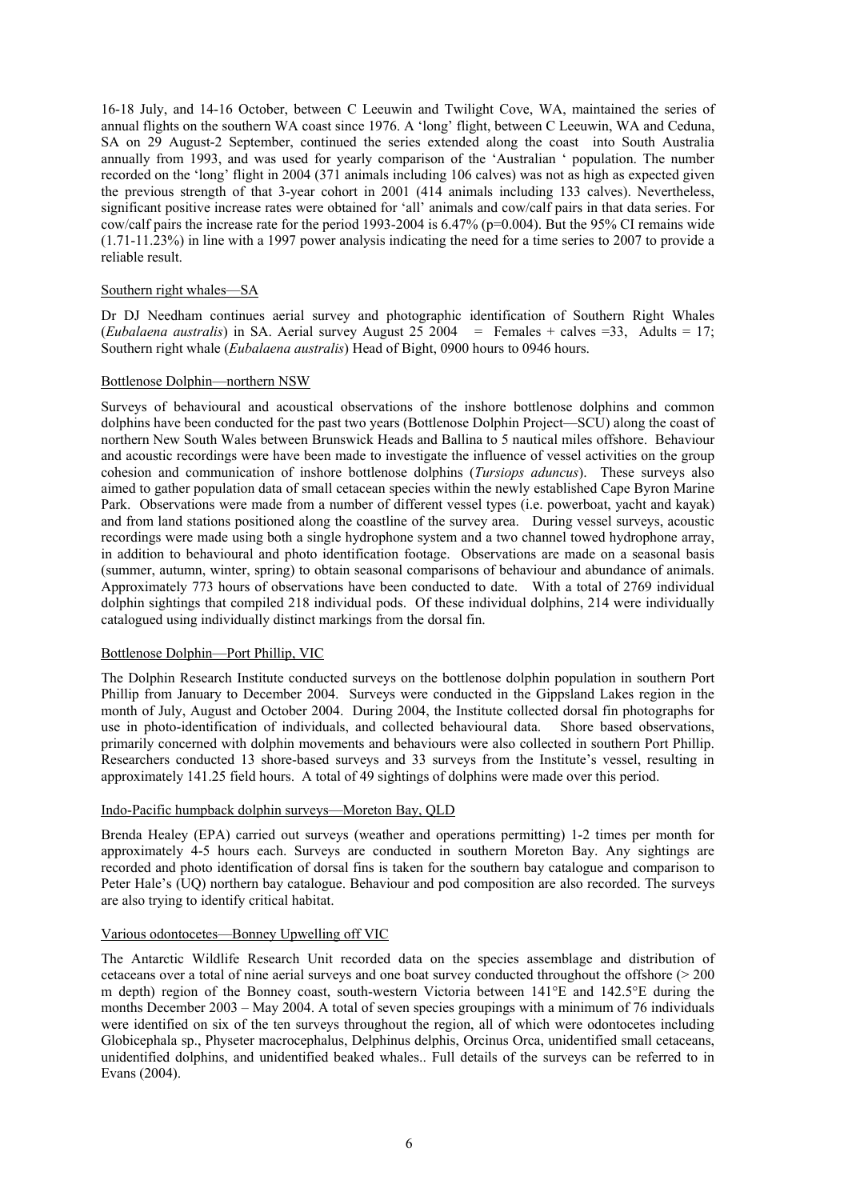16-18 July, and 14-16 October, between C Leeuwin and Twilight Cove, WA, maintained the series of annual flights on the southern WA coast since 1976. A 'long' flight, between C Leeuwin, WA and Ceduna, SA on 29 August-2 September, continued the series extended along the coast into South Australia annually from 1993, and was used for yearly comparison of the 'Australian ' population. The number recorded on the 'long' flight in 2004 (371 animals including 106 calves) was not as high as expected given the previous strength of that 3-year cohort in 2001 (414 animals including 133 calves). Nevertheless, significant positive increase rates were obtained for 'all' animals and cow/calf pairs in that data series. For cow/calf pairs the increase rate for the period 1993-2004 is 6.47% ($p=0.004$). But the 95% CI remains wide (1.71-11.23%) in line with a 1997 power analysis indicating the need for a time series to 2007 to provide a reliable result.

Southern right whales—SA

Dr DJ Needham continues aerial survey and photographic identification of Southern Right Whales (*Eubalaena australis*) in SA. Aerial survey August 25 2004 = Females + calves =33, Adults = 17; Southern right whale (*Eubalaena australis*) Head of Bight, 0900 hours to 0946 hours.

Bottlenose Dolphin—northern NSW

Surveys of behavioural and acoustical observations of the inshore bottlenose dolphins and common dolphins have been conducted for the past two years (Bottlenose Dolphin Project—SCU) along the coast of northern New South Wales between Brunswick Heads and Ballina to 5 nautical miles offshore. Behaviour and acoustic recordings were have been made to investigate the influence of vessel activities on the group cohesion and communication of inshore bottlenose dolphins (*Tursiops aduncus*). These surveys also aimed to gather population data of small cetacean species within the newly established Cape Byron Marine Park. Observations were made from a number of different vessel types (i.e. powerboat, yacht and kayak) and from land stations positioned along the coastline of the survey area. During vessel surveys, acoustic recordings were made using both a single hydrophone system and a two channel towed hydrophone array, in addition to behavioural and photo identification footage. Observations are made on a seasonal basis (summer, autumn, winter, spring) to obtain seasonal comparisons of behaviour and abundance of animals. Approximately 773 hours of observations have been conducted to date. With a total of 2769 individual dolphin sightings that compiled 218 individual pods. Of these individual dolphins, 214 were individually catalogued using individually distinct markings from the dorsal fin.

Bottlenose Dolphin—Port Phillip, VIC

The Dolphin Research Institute conducted surveys on the bottlenose dolphin population in southern Port Phillip from January to December 2004. Surveys were conducted in the Gippsland Lakes region in the month of July, August and October 2004. During 2004, the Institute collected dorsal fin photographs for use in photo-identification of individuals, and collected behavioural data. Shore based observations, primarily concerned with dolphin movements and behaviours were also collected in southern Port Phillip. Researchers conducted 13 shore-based surveys and 33 surveys from the Institute's vessel, resulting in approximately 141.25 field hours. A total of 49 sightings of dolphins were made over this period.

Indo-Pacific humpback dolphin surveys—Moreton Bay, QLD

Brenda Healey (EPA) carried out surveys (weather and operations permitting) 1-2 times per month for approximately 4-5 hours each. Surveys are conducted in southern Moreton Bay. Any sightings are recorded and photo identification of dorsal fins is taken for the southern bay catalogue and comparison to Peter Hale's (UQ) northern bay catalogue. Behaviour and pod composition are also recorded. The surveys are also trying to identify critical habitat.

Various odontocetes—Bonney Upwelling off VIC

The Antarctic Wildlife Research Unit recorded data on the species assemblage and distribution of cetaceans over a total of nine aerial surveys and one boat survey conducted throughout the offshore (> 200 m depth) region of the Bonney coast, south-western Victoria between 141°E and 142.5°E during the months December 2003 – May 2004. A total of seven species groupings with a minimum of 76 individuals were identified on six of the ten surveys throughout the region, all of which were odontocetes including Globicephala sp., Physeter macrocephalus, Delphinus delphis, Orcinus Orca, unidentified small cetaceans, unidentified dolphins, and unidentified beaked whales.. Full details of the surveys can be referred to in Evans (2004).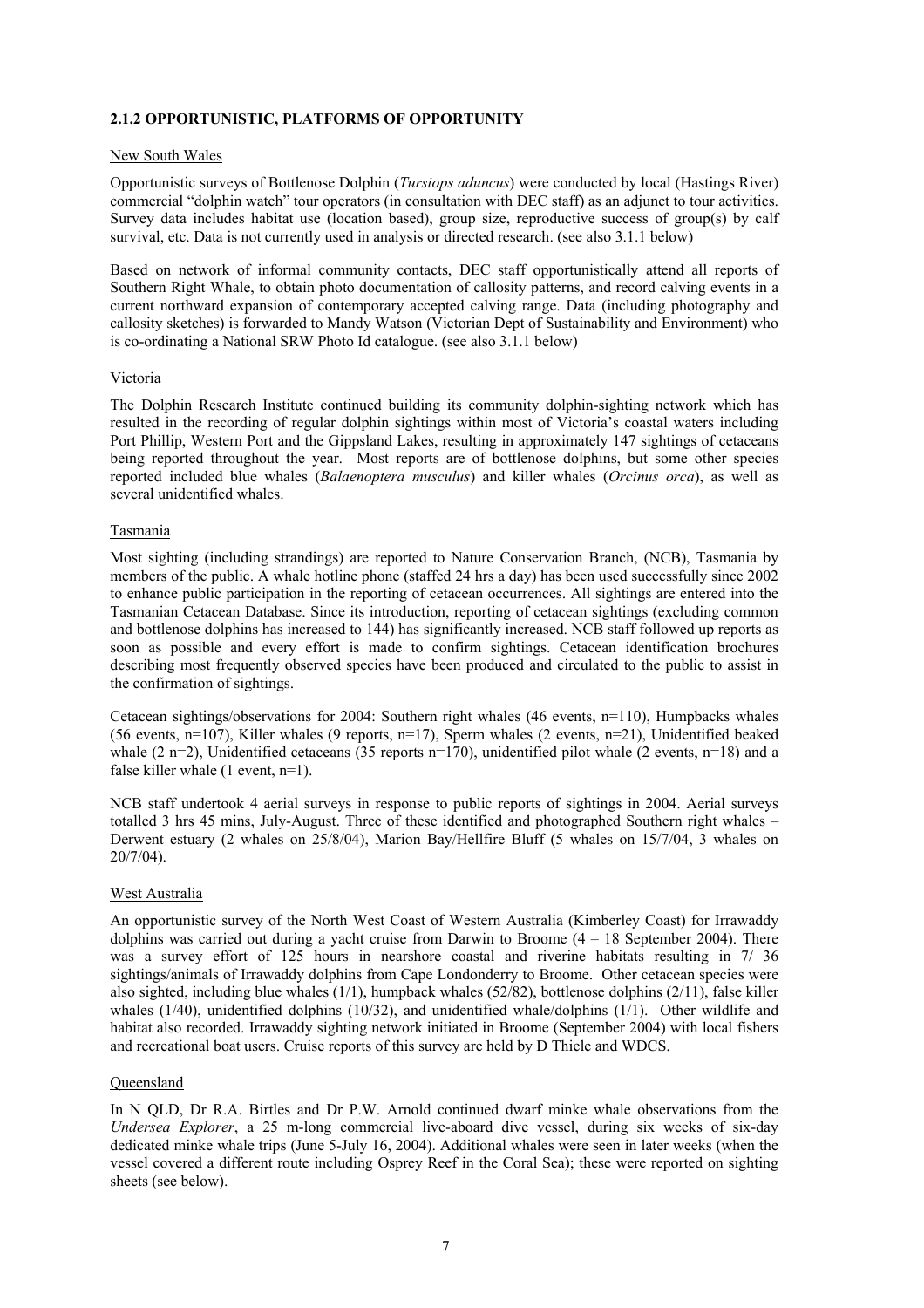**2.1.2 OPPORTUNISTIC, PLATFORMS OF OPPORTUNITY**

New South Wales

Opportunistic surveys of Bottlenose Dolphin (*Tursiops aduncus*) were conducted by local (Hastings River) commercial "dolphin watch" tour operators (in consultation with DEC staff) as an adjunct to tour activities. Survey data includes habitat use (location based), group size, reproductive success of group(s) by calf survival, etc. Data is not currently used in analysis or directed research. (see also 3.1.1 below)

Based on network of informal community contacts, DEC staff opportunistically attend all reports of Southern Right Whale, to obtain photo documentation of callosity patterns, and record calving events in a current northward expansion of contemporary accepted calving range. Data (including photography and callosity sketches) is forwarded to Mandy Watson (Victorian Dept of Sustainability and Environment) who is co-ordinating a National SRW Photo Id catalogue. (see also 3.1.1 below)

Victoria

The Dolphin Research Institute continued building its community dolphin-sighting network which has resulted in the recording of regular dolphin sightings within most of Victoria's coastal waters including Port Phillip, Western Port and the Gippsland Lakes, resulting in approximately 147 sightings of cetaceans being reported throughout the year. Most reports are of bottlenose dolphins, but some other species reported included blue whales (*Balaenoptera musculus*) and killer whales (*Orcinus orca*), as well as several unidentified whales.

Tasmania

Most sighting (including strandings) are reported to Nature Conservation Branch, (NCB), Tasmania by members of the public. A whale hotline phone (staffed 24 hrs a day) has been used successfully since 2002 to enhance public participation in the reporting of cetacean occurrences. All sightings are entered into the Tasmanian Cetacean Database. Since its introduction, reporting of cetacean sightings (excluding common and bottlenose dolphins has increased to 144) has significantly increased. NCB staff followed up reports as soon as possible and every effort is made to confirm sightings. Cetacean identification brochures describing most frequently observed species have been produced and circulated to the public to assist in the confirmation of sightings.

Cetacean sightings/observations for 2004: Southern right whales (46 events, n=110), Humpbacks whales (56 events, n=107), Killer whales (9 reports, n=17), Sperm whales (2 events, n=21), Unidentified beaked whale (2 n=2), Unidentified cetaceans (35 reports n=170), unidentified pilot whale (2 events, n=18) and a false killer whale (1 event, n=1).

NCB staff undertook 4 aerial surveys in response to public reports of sightings in 2004. Aerial surveys totalled 3 hrs 45 mins, July-August. Three of these identified and photographed Southern right whales – Derwent estuary (2 whales on 25/8/04), Marion Bay/Hellfire Bluff (5 whales on 15/7/04, 3 whales on 20/7/04).

West Australia

An opportunistic survey of the North West Coast of Western Australia (Kimberley Coast) for Irrawaddy dolphins was carried out during a yacht cruise from Darwin to Broome (4 – 18 September 2004). There was a survey effort of 125 hours in nearshore coastal and riverine habitats resulting in 7/ 36 sightings/animals of Irrawaddy dolphins from Cape Londonderry to Broome. Other cetacean species were also sighted, including blue whales (1/1), humpback whales (52/82), bottlenose dolphins (2/11), false killer whales (1/40), unidentified dolphins (10/32), and unidentified whale/dolphins (1/1). Other wildlife and habitat also recorded. Irrawaddy sighting network initiated in Broome (September 2004) with local fishers and recreational boat users. Cruise reports of this survey are held by D Thiele and WDCS.

Queensland

In N QLD, Dr R.A. Birtles and Dr P.W. Arnold continued dwarf minke whale observations from the *Undersea Explorer*, a 25 m-long commercial live-aboard dive vessel, during six weeks of six-day dedicated minke whale trips (June 5-July 16, 2004). Additional whales were seen in later weeks (when the vessel covered a different route including Osprey Reef in the Coral Sea); these were reported on sighting sheets (see below).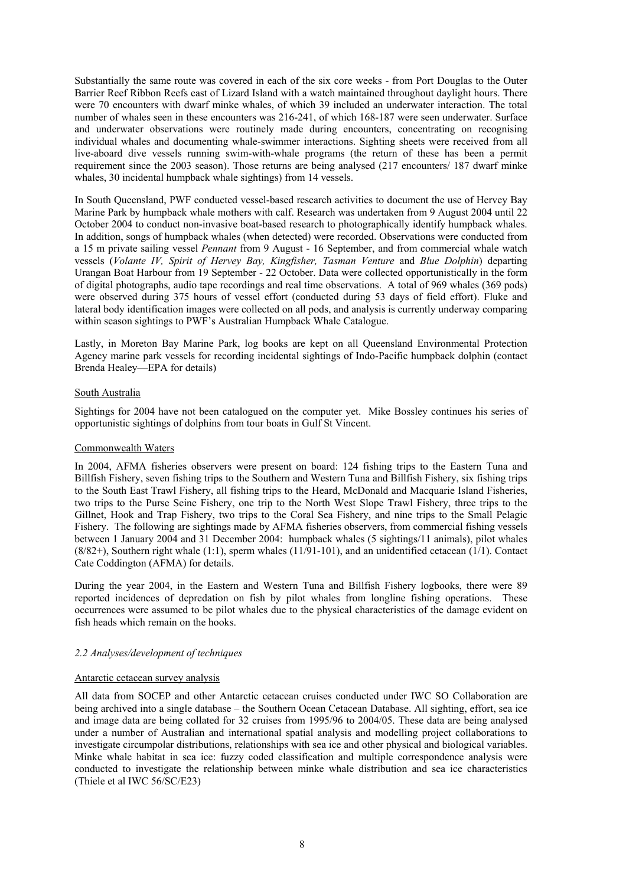Substantially the same route was covered in each of the six core weeks - from Port Douglas to the Outer Barrier Reef Ribbon Reefs east of Lizard Island with a watch maintained throughout daylight hours. There were 70 encounters with dwarf minke whales, of which 39 included an underwater interaction. The total number of whales seen in these encounters was 216-241, of which 168-187 were seen underwater. Surface and underwater observations were routinely made during encounters, concentrating on recognising individual whales and documenting whale-swimmer interactions. Sighting sheets were received from all live-aboard dive vessels running swim-with-whale programs (the return of these has been a permit requirement since the 2003 season). Those returns are being analysed (217 encounters/ 187 dwarf minke whales, 30 incidental humpback whale sightings) from 14 vessels.

In South Queensland, PWF conducted vessel-based research activities to document the use of Hervey Bay Marine Park by humpback whale mothers with calf. Research was undertaken from 9 August 2004 until 22 October 2004 to conduct non-invasive boat-based research to photographically identify humpback whales. In addition, songs of humpback whales (when detected) were recorded. Observations were conducted from a 15 m private sailing vessel *Pennant* from 9 August - 16 September, and from commercial whale watch vessels (*Volante IV, Spirit of Hervey Bay, Kingfisher, Tasman Venture* and *Blue Dolphin*) departing Urangan Boat Harbour from 19 September - 22 October. Data were collected opportunistically in the form of digital photographs, audio tape recordings and real time observations. A total of 969 whales (369 pods) were observed during 375 hours of vessel effort (conducted during 53 days of field effort). Fluke and lateral body identification images were collected on all pods, and analysis is currently underway comparing within season sightings to PWF's Australian Humpback Whale Catalogue.

Lastly, in Moreton Bay Marine Park, log books are kept on all Queensland Environmental Protection Agency marine park vessels for recording incidental sightings of Indo-Pacific humpback dolphin (contact Brenda Healey—EPA for details)

South Australia

Sightings for 2004 have not been catalogued on the computer yet. Mike Bossley continues his series of opportunistic sightings of dolphins from tour boats in Gulf St Vincent.

Commonwealth Waters

In 2004, AFMA fisheries observers were present on board: 124 fishing trips to the Eastern Tuna and Billfish Fishery, seven fishing trips to the Southern and Western Tuna and Billfish Fishery, six fishing trips to the South East Trawl Fishery, all fishing trips to the Heard, McDonald and Macquarie Island Fisheries, two trips to the Purse Seine Fishery, one trip to the North West Slope Trawl Fishery, three trips to the Gillnet, Hook and Trap Fishery, two trips to the Coral Sea Fishery, and nine trips to the Small Pelagic Fishery. The following are sightings made by AFMA fisheries observers, from commercial fishing vessels between 1 January 2004 and 31 December 2004: humpback whales (5 sightings/11 animals), pilot whales (8/82+), Southern right whale (1:1), sperm whales (11/91-101), and an unidentified cetacean (1/1). Contact Cate Coddington (AFMA) for details.

During the year 2004, in the Eastern and Western Tuna and Billfish Fishery logbooks, there were 89 reported incidences of depredation on fish by pilot whales from longline fishing operations. These occurrences were assumed to be pilot whales due to the physical characteristics of the damage evident on fish heads which remain on the hooks.

*2.2 Analyses/development of techniques*

Antarctic cetacean survey analysis

All data from SOCEP and other Antarctic cetacean cruises conducted under IWC SO Collaboration are being archived into a single database – the Southern Ocean Cetacean Database. All sighting, effort, sea ice and image data are being collated for 32 cruises from 1995/96 to 2004/05. These data are being analysed under a number of Australian and international spatial analysis and modelling project collaborations to investigate circumpolar distributions, relationships with sea ice and other physical and biological variables. Minke whale habitat in sea ice: fuzzy coded classification and multiple correspondence analysis were conducted to investigate the relationship between minke whale distribution and sea ice characteristics (Thiele et al IWC 56/SC/E23)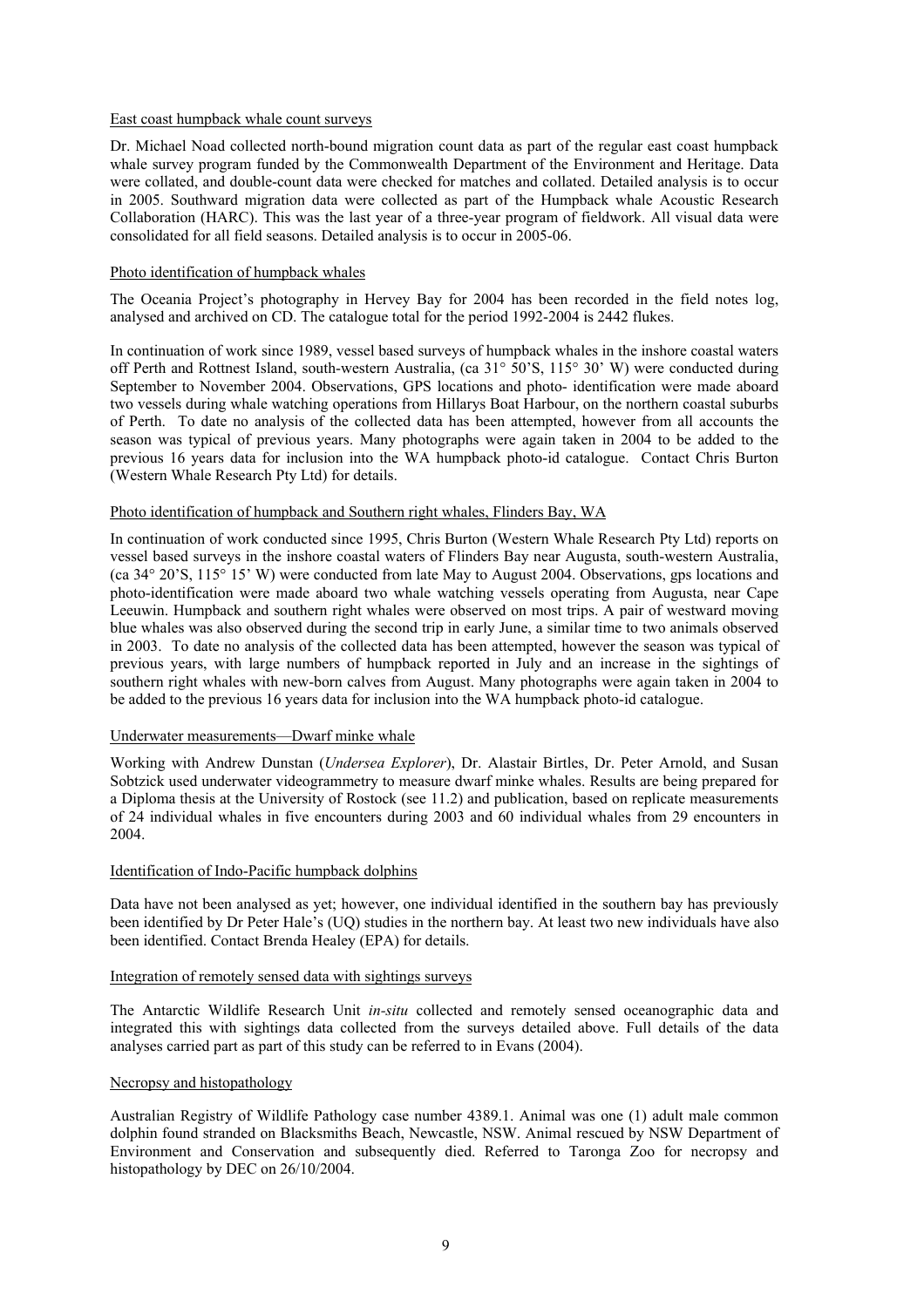East coast humpback whale count surveys

Dr. Michael Noad collected north-bound migration count data as part of the regular east coast humpback whale survey program funded by the Commonwealth Department of the Environment and Heritage. Data were collated, and double-count data were checked for matches and collated. Detailed analysis is to occur in 2005. Southward migration data were collected as part of the Humpback whale Acoustic Research Collaboration (HARC). This was the last year of a three-year program of fieldwork. All visual data were consolidated for all field seasons. Detailed analysis is to occur in 2005-06.

Photo identification of humpback whales

The Oceania Project's photography in Hervey Bay for 2004 has been recorded in the field notes log, analysed and archived on CD. The catalogue total for the period 1992-2004 is 2442 flukes.

In continuation of work since 1989, vessel based surveys of humpback whales in the inshore coastal waters off Perth and Rottnest Island, south-western Australia, (ca 31° 50'S, 115° 30' W) were conducted during September to November 2004. Observations, GPS locations and photo- identification were made aboard two vessels during whale watching operations from Hillarys Boat Harbour, on the northern coastal suburbs of Perth. To date no analysis of the collected data has been attempted, however from all accounts the season was typical of previous years. Many photographs were again taken in 2004 to be added to the previous 16 years data for inclusion into the WA humpback photo-id catalogue. Contact Chris Burton (Western Whale Research Pty Ltd) for details.

Photo identification of humpback and Southern right whales, Flinders Bay, WA

In continuation of work conducted since 1995, Chris Burton (Western Whale Research Pty Ltd) reports on vessel based surveys in the inshore coastal waters of Flinders Bay near Augusta, south-western Australia, (ca 34° 20'S, 115° 15' W) were conducted from late May to August 2004. Observations, gps locations and photo-identification were made aboard two whale watching vessels operating from Augusta, near Cape Leeuwin. Humpback and southern right whales were observed on most trips. A pair of westward moving blue whales was also observed during the second trip in early June, a similar time to two animals observed in 2003. To date no analysis of the collected data has been attempted, however the season was typical of previous years, with large numbers of humpback reported in July and an increase in the sightings of southern right whales with new-born calves from August. Many photographs were again taken in 2004 to be added to the previous 16 years data for inclusion into the WA humpback photo-id catalogue.

Underwater measurements—Dwarf minke whale

Working with Andrew Dunstan (*Undersea Explorer*), Dr. Alastair Birtles, Dr. Peter Arnold, and Susan Sobtzick used underwater videogrammetry to measure dwarf minke whales. Results are being prepared for a Diploma thesis at the University of Rostock (see 11.2) and publication, based on replicate measurements of 24 individual whales in five encounters during 2003 and 60 individual whales from 29 encounters in 2004.

Identification of Indo-Pacific humpback dolphins

Data have not been analysed as yet; however, one individual identified in the southern bay has previously been identified by Dr Peter Hale's (UQ) studies in the northern bay. At least two new individuals have also been identified. Contact Brenda Healey (EPA) for details.

Integration of remotely sensed data with sightings surveys

The Antarctic Wildlife Research Unit *in-situ* collected and remotely sensed oceanographic data and integrated this with sightings data collected from the surveys detailed above. Full details of the data analyses carried part as part of this study can be referred to in Evans (2004).

Necropsy and histopathology

Australian Registry of Wildlife Pathology case number 4389.1. Animal was one (1) adult male common dolphin found stranded on Blacksmiths Beach, Newcastle, NSW. Animal rescued by NSW Department of Environment and Conservation and subsequently died. Referred to Taronga Zoo for necropsy and histopathology by DEC on 26/10/2004.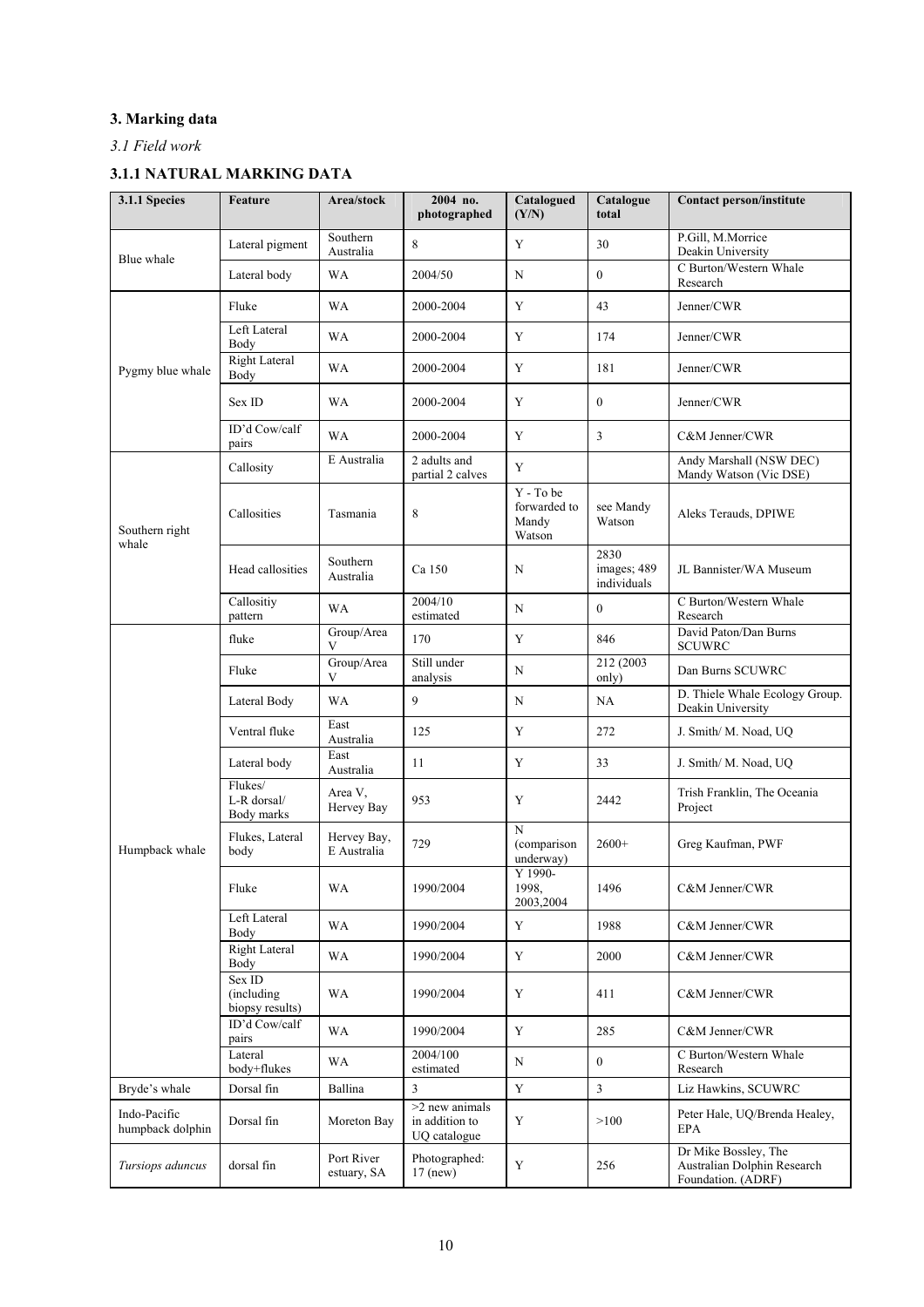## 3. Marking data

### *3.1 Field work*

### 3.1.1 NATURAL MARKING DATA

| 3.1.1 Species | Feature | Area/stock | 2004 no. photographed | Catalogued (Y/N) | Catalogue total | Contact person/institute |
|---|---|---|---|---|---|---|
| Blue whale | Lateral pigment | Southern Australia | 8 | Y | 30 | P.Gill, M.Morrice Deakin University |
| | Lateral body | WA | 2004/50 | N | 0 | C Burton/Western Whale Research |
| Pygmy blue whale | Fluke | WA | 2000-2004 | Y | 43 | Jenner/CWR |
| | Left Lateral Body | WA | 2000-2004 | Y | 174 | Jenner/CWR |
| | Right Lateral Body | WA | 2000-2004 | Y | 181 | Jenner/CWR |
| | Sex ID | WA | 2000-2004 | Y | 0 | Jenner/CWR |
| | ID'd Cow/calf pairs | WA | 2000-2004 | Y | 3 | C&M Jenner/CWR |
| Southern right whale | Callosity | E Australia | 2 adults and partial 2 calves | Y | | Andy Marshall (NSW DEC) Mandy Watson (Vic DSE) |
| | Callosities | Tasmania | 8 | Y - To be forwarded to Mandy Watson | see Mandy Watson | Aleks Terauds, DPIWE |
| | Head callosities | Southern Australia | Ca 150 | N | 2830 images; 489 individuals | JL Bannister/WA Museum |
| | Callositiy pattern | WA | 2004/10 estimated | N | 0 | C Burton/Western Whale Research |
| Humpback whale | fluke | Group/Area V | 170 | Y | 846 | David Paton/Dan Burns SCUWRC |
| | Fluke | Group/Area V | Still under analysis | N | 212 (2003 only) | Dan Burns SCUWRC |
| | Lateral Body | WA | 9 | N | NA | D. Thiele Whale Ecology Group. Deakin University |
| | Ventral fluke | East Australia | 125 | Y | 272 | J. Smith/ M. Noad, UQ |
| | Lateral body | East Australia | 11 | Y | 33 | J. Smith/ M. Noad, UQ |
| | Flukes/ L-R dorsal/ Body marks | Area V, Hervey Bay | 953 | Y | 2442 | Trish Franklin, The Oceania Project |
| | Flukes, Lateral body | Hervey Bay, E Australia | 729 | N (comparison underway) | 2600+ | Greg Kaufman, PWF |
| | Fluke | WA | 1990/2004 | Y 1990-1998, 2003,2004 | 1496 | C&M Jenner/CWR |
| | Left Lateral Body | WA | 1990/2004 | Y | 1988 | C&M Jenner/CWR |
| | Right Lateral Body | WA | 1990/2004 | Y | 2000 | C&M Jenner/CWR |
| | Sex ID (including biopsy results) | WA | 1990/2004 | Y | 411 | C&M Jenner/CWR |
| | ID'd Cow/calf pairs | WA | 1990/2004 | Y | 285 | C&M Jenner/CWR |
| | Lateral body+flukes | WA | 2004/100 estimated | N | 0 | C Burton/Western Whale Research |
| Bryde's whale | Dorsal fin | Ballina | 3 | Y | 3 | Liz Hawkins, SCUWRC |
| Indo-Pacific humpback dolphin | Dorsal fin | Moreton Bay | >2 new animals in addition to UQ catalogue | Y | >100 | Peter Hale, UQ/Brenda Healey, EPA |
| *Tursiops aduncus* | dorsal fin | Port River estuary, SA | Photographed: 17 (new) | Y | 256 | Dr Mike Bossley, The Australian Dolphin Research Foundation. (ADRF) |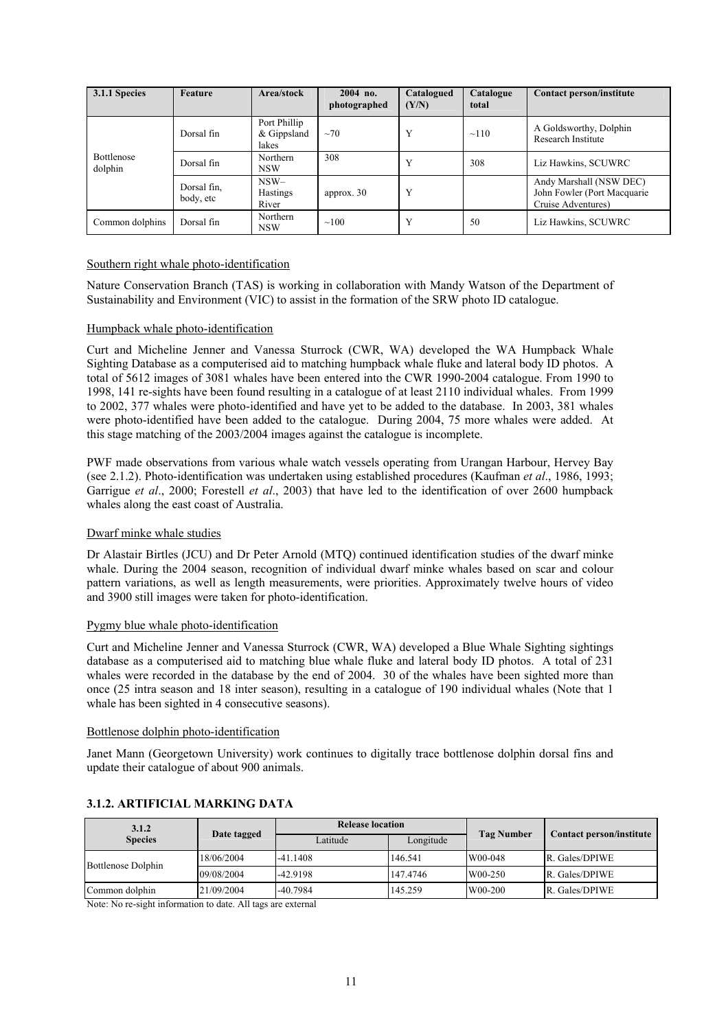| 3.1.1 Species | Feature | Area/stock | 2004 no. photographed | Catalogued (Y/N) | Catalogue total | Contact person/institute |
|---|---|---|---|---|---|---|
| Bottlenose dolphin | Dorsal fin | Port Phillip & Gippsland lakes | ~70 | Y | ~110 | A Goldsworthy, Dolphin Research Institute |
| | Dorsal fin | Northern NSW | 308 | Y | 308 | Liz Hawkins, SCUWRC |
| | Dorsal fin, body, etc | NSW– Hastings River | approx. 30 | Y | | Andy Marshall (NSW DEC) John Fowler (Port Macquarie Cruise Adventures) |
| Common dolphins | Dorsal fin | Northern NSW | ~100 | Y | 50 | Liz Hawkins, SCUWRC |

Southern right whale photo-identification

Nature Conservation Branch (TAS) is working in collaboration with Mandy Watson of the Department of Sustainability and Environment (VIC) to assist in the formation of the SRW photo ID catalogue.

Humpback whale photo-identification

Curt and Micheline Jenner and Vanessa Sturrock (CWR, WA) developed the WA Humpback Whale Sighting Database as a computerised aid to matching humpback whale fluke and lateral body ID photos. A total of 5612 images of 3081 whales have been entered into the CWR 1990-2004 catalogue. From 1990 to 1998, 141 re-sights have been found resulting in a catalogue of at least 2110 individual whales. From 1999 to 2002, 377 whales were photo-identified and have yet to be added to the database. In 2003, 381 whales were photo-identified have been added to the catalogue. During 2004, 75 more whales were added. At this stage matching of the 2003/2004 images against the catalogue is incomplete.

PWF made observations from various whale watch vessels operating from Urangan Harbour, Hervey Bay (see 2.1.2). Photo-identification was undertaken using established procedures (Kaufman *et al*., 1986, 1993; Garrigue *et al*., 2000; Forestell *et al*., 2003) that have led to the identification of over 2600 humpback whales along the east coast of Australia.

Dwarf minke whale studies

Dr Alastair Birtles (JCU) and Dr Peter Arnold (MTQ) continued identification studies of the dwarf minke whale. During the 2004 season, recognition of individual dwarf minke whales based on scar and colour pattern variations, as well as length measurements, were priorities. Approximately twelve hours of video and 3900 still images were taken for photo-identification.

Pygmy blue whale photo-identification

Curt and Micheline Jenner and Vanessa Sturrock (CWR, WA) developed a Blue Whale Sighting sightings database as a computerised aid to matching blue whale fluke and lateral body ID photos. A total of 231 whales were recorded in the database by the end of 2004. 30 of the whales have been sighted more than once (25 intra season and 18 inter season), resulting in a catalogue of 190 individual whales (Note that 1 whale has been sighted in 4 consecutive seasons).

Bottlenose dolphin photo-identification

Janet Mann (Georgetown University) work continues to digitally trace bottlenose dolphin dorsal fins and update their catalogue of about 900 animals.

### 3.1.2. ARTIFICIAL MARKING DATA

| 3.1.2 Species | Date tagged | Release location | | Tag Number | Contact person/institute |
|---|---|---|---|---|---|
| | | Latitude | Longitude | | |
| Bottlenose Dolphin | 18/06/2004 | -41.1408 | 146.541 | W00-048 | R. Gales/DPIWE |
| | 09/08/2004 | -42.9198 | 147.4746 | W00-250 | R. Gales/DPIWE |
| Common dolphin | 21/09/2004 | -40.7984 | 145.259 | W00-200 | R. Gales/DPIWE |

Note: No re-sight information to date. All tags are external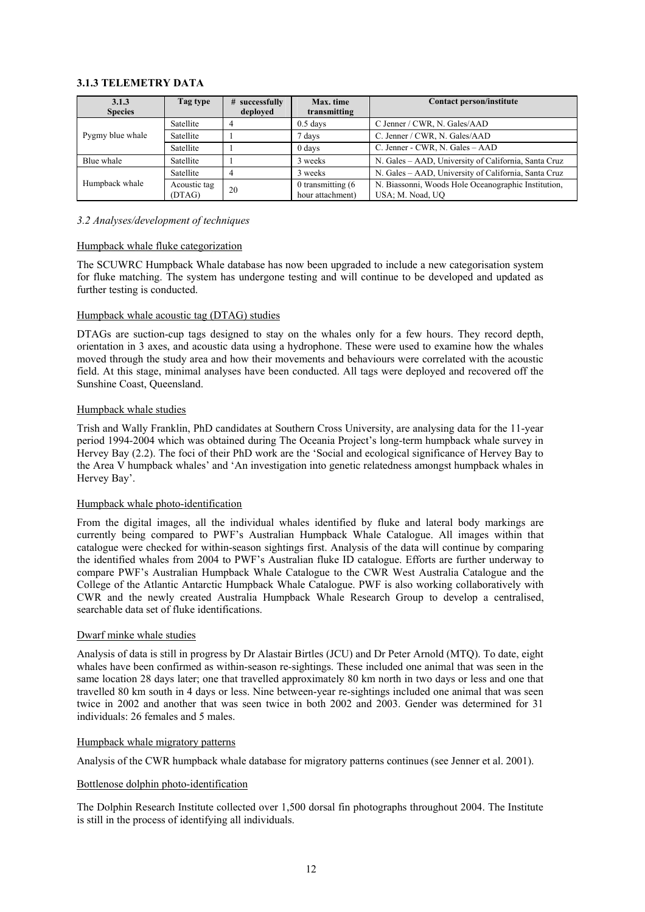### 3.1.3 TELEMETRY DATA

| 3.1.3 Species | Tag type | # successfully deployed | Max. time transmitting | Contact person/institute |
|---|---|---|---|---|
| Pygmy blue whale | Satellite | 4 | 0.5 days | C Jenner / CWR, N. Gales/AAD |
| | Satellite | 1 | 7 days | C. Jenner / CWR, N. Gales/AAD |
| | Satellite | 1 | 0 days | C. Jenner - CWR, N. Gales – AAD |
| Blue whale | Satellite | 1 | 3 weeks | N. Gales – AAD, University of California, Santa Cruz |
| Humpback whale | Satellite | 4 | 3 weeks | N. Gales – AAD, University of California, Santa Cruz |
| | Acoustic tag (DTAG) | 20 | 0 transmitting (6 hour attachment) | N. Biassonni, Woods Hole Oceanographic Institution, USA; M. Noad, UQ |

### *3.2 Analyses/development of techniques*

Humpback whale fluke categorization

The SCUWRC Humpback Whale database has now been upgraded to include a new categorisation system for fluke matching. The system has undergone testing and will continue to be developed and updated as further testing is conducted.

Humpback whale acoustic tag (DTAG) studies

DTAGs are suction-cup tags designed to stay on the whales only for a few hours. They record depth, orientation in 3 axes, and acoustic data using a hydrophone. These were used to examine how the whales moved through the study area and how their movements and behaviours were correlated with the acoustic field. At this stage, minimal analyses have been conducted. All tags were deployed and recovered off the Sunshine Coast, Queensland.

Humpback whale studies

Trish and Wally Franklin, PhD candidates at Southern Cross University, are analysing data for the 11-year period 1994-2004 which was obtained during The Oceania Project's long-term humpback whale survey in Hervey Bay (2.2). The foci of their PhD work are the 'Social and ecological significance of Hervey Bay to the Area V humpback whales' and 'An investigation into genetic relatedness amongst humpback whales in Hervey Bay'.

Humpback whale photo-identification

From the digital images, all the individual whales identified by fluke and lateral body markings are currently being compared to PWF's Australian Humpback Whale Catalogue. All images within that catalogue were checked for within-season sightings first. Analysis of the data will continue by comparing the identified whales from 2004 to PWF's Australian fluke ID catalogue. Efforts are further underway to compare PWF's Australian Humpback Whale Catalogue to the CWR West Australia Catalogue and the College of the Atlantic Antarctic Humpback Whale Catalogue. PWF is also working collaboratively with CWR and the newly created Australia Humpback Whale Research Group to develop a centralised, searchable data set of fluke identifications.

Dwarf minke whale studies

Analysis of data is still in progress by Dr Alastair Birtles (JCU) and Dr Peter Arnold (MTQ). To date, eight whales have been confirmed as within-season re-sightings. These included one animal that was seen in the same location 28 days later; one that travelled approximately 80 km north in two days or less and one that travelled 80 km south in 4 days or less. Nine between-year re-sightings included one animal that was seen twice in 2002 and another that was seen twice in both 2002 and 2003. Gender was determined for 31 individuals: 26 females and 5 males.

Humpback whale migratory patterns

Analysis of the CWR humpback whale database for migratory patterns continues (see Jenner et al. 2001).

Bottlenose dolphin photo-identification

The Dolphin Research Institute collected over 1,500 dorsal fin photographs throughout 2004. The Institute is still in the process of identifying all individuals.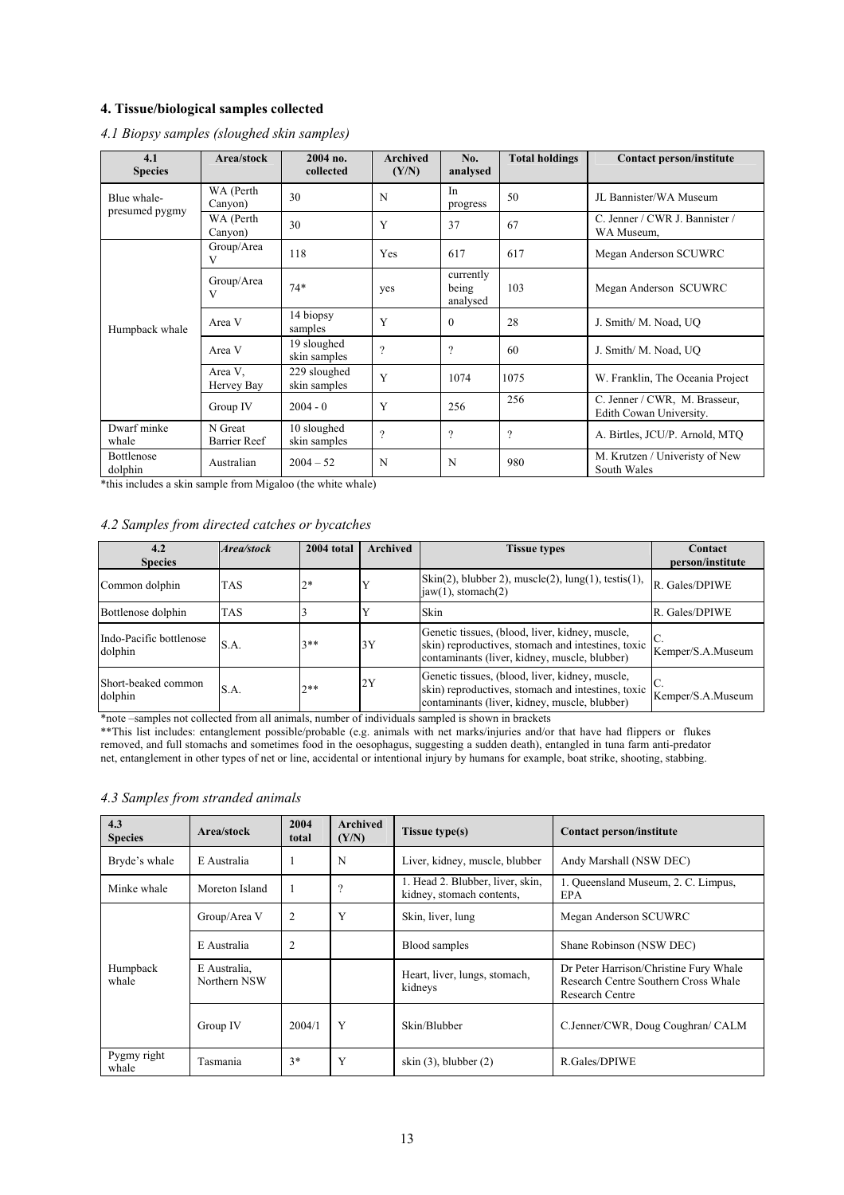## 4. Tissue/biological samples collected

### *4.1 Biopsy samples (sloughed skin samples)*

| 4.1 Species | Area/stock | 2004 no. collected | Archived (Y/N) | No. analysed | Total holdings | Contact person/institute |
|---|---|---|---|---|---|---|
| Blue whale-presumed pygmy | WA (Perth Canyon) | 30 | N | In progress | 50 | JL Bannister/WA Museum |
| | WA (Perth Canyon) | 30 | Y | 37 | 67 | C. Jenner / CWR J. Bannister / WA Museum, |
| Humpback whale | Group/Area V | 118 | Yes | 617 | 617 | Megan Anderson SCUWRC |
| | Group/Area V | 74* | yes | currently being analysed | 103 | Megan Anderson SCUWRC |
| | Area V | 14 biopsy samples | Y | 0 | 28 | J. Smith/ M. Noad, UQ |
| | Area V | 19 sloughed skin samples | ? | ? | 60 | J. Smith/ M. Noad, UQ |
| | Area V, Hervey Bay | 229 sloughed skin samples | Y | 1074 | 1075 | W. Franklin, The Oceania Project |
| | Group IV | 2004 - 0 | Y | 256 | 256 | C. Jenner / CWR, M. Brasseur, Edith Cowan University. |
| Dwarf minke whale | N Great Barrier Reef | 10 sloughed skin samples | ? | ? | ? | A. Birtles, JCU/P. Arnold, MTQ |
| Bottlenose dolphin | Australian | 2004 – 52 | N | N | 980 | M. Krutzen / Univeristy of New South Wales |

*this includes a skin sample from Migaloo (the white whale)

### *4.2 Samples from directed catches or bycatches*

| 4.2 Species | *Area/stock* | 2004 total | Archived | Tissue types | Contact person/institute |
|---|---|---|---|---|---|
| Common dolphin | TAS | 2* | Y | Skin(2), blubber 2), muscle(2), lung(1), testis(1), jaw(1), stomach(2) | R. Gales/DPIWE |
| Bottlenose dolphin | TAS | 3 | Y | Skin | R. Gales/DPIWE |
| Indo-Pacific bottlenose dolphin | S.A. | 3** | 3Y | Genetic tissues, (blood, liver, kidney, muscle, skin) reproductives, stomach and intestines, toxic contaminants (liver, kidney, muscle, blubber) | C. Kemper/S.A.Museum |
| Short-beaked common dolphin | S.A. | 2** | 2Y | Genetic tissues, (blood, liver, kidney, muscle, skin) reproductives, stomach and intestines, toxic contaminants (liver, kidney, muscle, blubber) | C. Kemper/S.A.Museum |

*note –samples not collected from all animals, number of individuals sampled is shown in brackets

**This list includes: entanglement possible/probable (e.g. animals with net marks/injuries and/or that have had flippers or flukes removed, and full stomachs and sometimes food in the oesophagus, suggesting a sudden death), entangled in tuna farm anti-predator net, entanglement in other types of net or line, accidental or intentional injury by humans for example, boat strike, shooting, stabbing.

### *4.3 Samples from stranded animals*

| 4.3 Species | Area/stock | 2004 total | Archived (Y/N) | Tissue type(s) | Contact person/institute |
|---|---|---|---|---|---|
| Bryde's whale | E Australia | 1 | N | Liver, kidney, muscle, blubber | Andy Marshall (NSW DEC) |
| Minke whale | Moreton Island | 1 | ? | 1. Head 2. Blubber, liver, skin, kidney, stomach contents, | 1. Queensland Museum, 2. C. Limpus, EPA |
| Humpback whale | Group/Area V | 2 | Y | Skin, liver, lung | Megan Anderson SCUWRC |
| | E Australia | 2 | | Blood samples | Shane Robinson (NSW DEC) |
| | E Australia, Northern NSW | | | Heart, liver, lungs, stomach, kidneys | Dr Peter Harrison/Christine Fury Whale Research Centre Southern Cross Whale Research Centre |
| | Group IV | 2004/1 | Y | Skin/Blubber | C.Jenner/CWR, Doug Coughran/ CALM |
| Pygmy right whale | Tasmania | 3* | Y | skin (3), blubber (2) | R.Gales/DPIWE |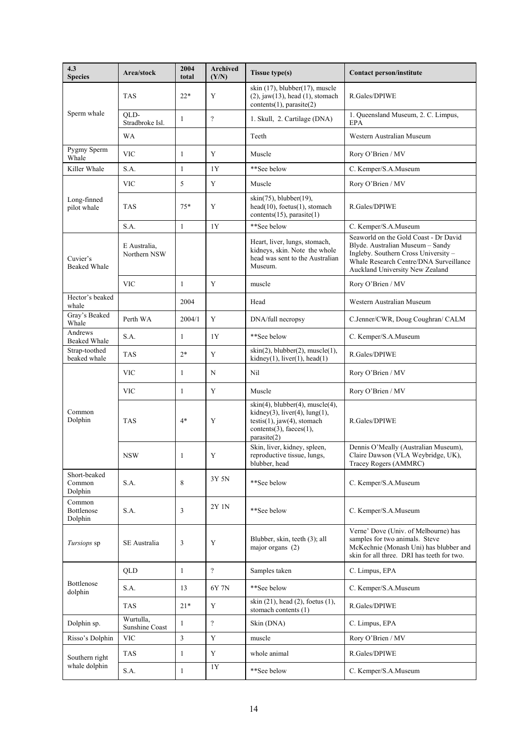| 4.3 Species | Area/stock | 2004 total | Archived (Y/N) | Tissue type(s) | Contact person/institute |
|---|---|---|---|---|---|
| Sperm whale | TAS | 22* | Y | skin (17), blubber(17), muscle (2), jaw(13), head (1), stomach contents(1), parasite(2) | R.Gales/DPIWE |
| | QLD-Stradbroke Isl. | 1 | ? | 1. Skull, 2. Cartilage (DNA) | 1. Queensland Museum, 2. C. Limpus, EPA |
| | WA | | | Teeth | Western Australian Museum |
| Pygmy Sperm Whale | VIC | 1 | Y | Muscle | Rory O'Brien / MV |
| Killer Whale | S.A. | 1 | 1Y | **See below | C. Kemper/S.A.Museum |
| Long-finned pilot whale | VIC | 5 | Y | Muscle | Rory O'Brien / MV |
| | TAS | 75* | Y | skin(75), blubber(19), head(10), foetus(1), stomach contents(15), parasite(1) | R.Gales/DPIWE |
| | S.A. | 1 | 1Y | **See below | C. Kemper/S.A.Museum |
| Cuvier's Beaked Whale | E Australia, Northern NSW | | | Heart, liver, lungs, stomach, kidneys, skin. Note the whole head was sent to the Australian Museum. | Seaworld on the Gold Coast - Dr David Blyde. Australian Museum – Sandy Ingleby. Southern Cross University – Whale Research Centre/DNA Surveillance Auckland University New Zealand |
| | VIC | 1 | Y | muscle | Rory O'Brien / MV |
| Hector's beaked whale | | 2004 | | Head | Western Australian Museum |
| Gray's Beaked Whale | Perth WA | 2004/1 | Y | DNA/full necropsy | C.Jenner/CWR, Doug Coughran/ CALM |
| Andrews Beaked Whale | S.A. | 1 | 1Y | **See below | C. Kemper/S.A.Museum |
| Strap-toothed beaked whale | TAS | 2* | Y | skin(2), blubber(2), muscle(1), kidney(1), liver(1), head(1) | R.Gales/DPIWE |
| Common Dolphin | VIC | 1 | N | Nil | Rory O'Brien / MV |
| | VIC | 1 | Y | Muscle | Rory O'Brien / MV |
| | TAS | 4* | Y | skin(4), blubber(4), muscle(4), kidney(3), liver(4), lung(1), testis(1), jaw(4), stomach contents(3), faeces(1), parasite(2) | R.Gales/DPIWE |
| | NSW | 1 | Y | Skin, liver, kidney, spleen, reproductive tissue, lungs, blubber, head | Dennis O'Meally (Australian Museum), Claire Dawson (VLA Weybridge, UK), Tracey Rogers (AMMRC) |
| Short-beaked Common Dolphin | S.A. | 8 | 3Y 5N | **See below | C. Kemper/S.A.Museum |
| Common Bottlenose Dolphin | S.A. | 3 | 2Y 1N | **See below | C. Kemper/S.A.Museum |
| *Tursiops* sp | SE Australia | 3 | Y | Blubber, skin, teeth (3); all major organs (2) | Verne' Dove (Univ. of Melbourne) has samples for two animals. Steve McKechnie (Monash Uni) has blubber and skin for all three. DRI has teeth for two. |
| Bottlenose dolphin | QLD | 1 | ? | Samples taken | C. Limpus, EPA |
| | S.A. | 13 | 6Y 7N | **See below | C. Kemper/S.A.Museum |
| | TAS | 21* | Y | skin (21), head (2), foetus (1), stomach contents (1) | R.Gales/DPIWE |
| Dolphin sp. | Wurtulla, Sunshine Coast | 1 | ? | Skin (DNA) | C. Limpus, EPA |
| Risso's Dolphin | VIC | 3 | Y | muscle | Rory O'Brien / MV |
| Southern right whale dolphin | TAS | 1 | Y | whole animal | R.Gales/DPIWE |
| | S.A. | 1 | 1Y | **See below | C. Kemper/S.A.Museum |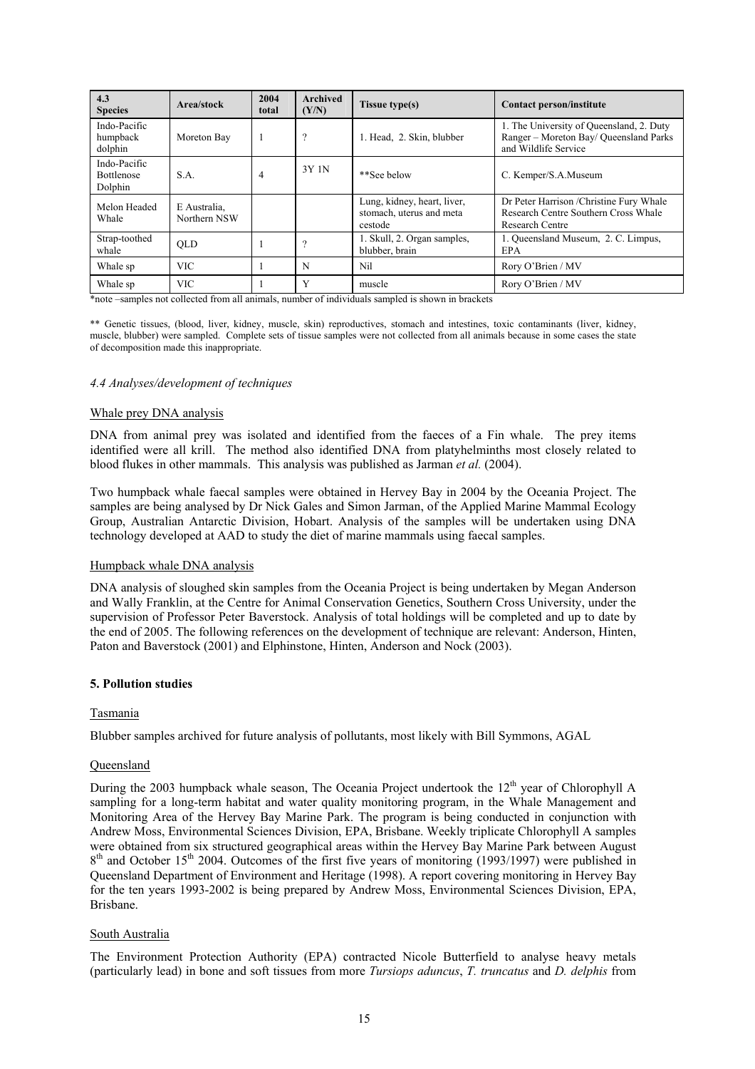| 4.3 Species | Area/stock | 2004 total | Archived (Y/N) | Tissue type(s) | Contact person/institute |
|---|---|---|---|---|---|
| Indo-Pacific humpback dolphin | Moreton Bay | 1 | ? | 1. Head, 2. Skin, blubber | 1. The University of Queensland, 2. Duty Ranger – Moreton Bay/ Queensland Parks and Wildlife Service |
| Indo-Pacific Bottlenose Dolphin | S.A. | 4 | 3Y 1N | **See below | C. Kemper/S.A.Museum |
| Melon Headed Whale | E Australia, Northern NSW | | | Lung, kidney, heart, liver, stomach, uterus and meta cestode | Dr Peter Harrison /Christine Fury Whale Research Centre Southern Cross Whale Research Centre |
| Strap-toothed whale | QLD | 1 | ? | 1. Skull, 2. Organ samples, blubber, brain | 1. Queensland Museum, 2. C. Limpus, EPA |
| Whale sp | VIC | 1 | N | Nil | Rory O'Brien / MV |
| Whale sp | VIC | 1 | Y | muscle | Rory O'Brien / MV |

*note –samples not collected from all animals, number of individuals sampled is shown in brackets

** Genetic tissues, (blood, liver, kidney, muscle, skin) reproductives, stomach and intestines, toxic contaminants (liver, kidney, muscle, blubber) were sampled. Complete sets of tissue samples were not collected from all animals because in some cases the state of decomposition made this inappropriate.

### *4.4 Analyses/development of techniques*

Whale prey DNA analysis

DNA from animal prey was isolated and identified from the faeces of a Fin whale. The prey items identified were all krill. The method also identified DNA from platyhelminths most closely related to blood flukes in other mammals. This analysis was published as Jarman *et al.* (2004).

Two humpback whale faecal samples were obtained in Hervey Bay in 2004 by the Oceania Project. The samples are being analysed by Dr Nick Gales and Simon Jarman, of the Applied Marine Mammal Ecology Group, Australian Antarctic Division, Hobart. Analysis of the samples will be undertaken using DNA technology developed at AAD to study the diet of marine mammals using faecal samples.

Humpback whale DNA analysis

DNA analysis of sloughed skin samples from the Oceania Project is being undertaken by Megan Anderson and Wally Franklin, at the Centre for Animal Conservation Genetics, Southern Cross University, under the supervision of Professor Peter Baverstock. Analysis of total holdings will be completed and up to date by the end of 2005. The following references on the development of technique are relevant: Anderson, Hinten, Paton and Baverstock (2001) and Elphinstone, Hinten, Anderson and Nock (2003).

## 5. Pollution studies

Tasmania

Blubber samples archived for future analysis of pollutants, most likely with Bill Symmons, AGAL

Queensland

During the 2003 humpback whale season, The Oceania Project undertook the 12th year of Chlorophyll A sampling for a long-term habitat and water quality monitoring program, in the Whale Management and Monitoring Area of the Hervey Bay Marine Park. The program is being conducted in conjunction with Andrew Moss, Environmental Sciences Division, EPA, Brisbane. Weekly triplicate Chlorophyll A samples were obtained from six structured geographical areas within the Hervey Bay Marine Park between August 8th and October 15th 2004. Outcomes of the first five years of monitoring (1993/1997) were published in Queensland Department of Environment and Heritage (1998). A report covering monitoring in Hervey Bay for the ten years 1993-2002 is being prepared by Andrew Moss, Environmental Sciences Division, EPA, Brisbane.

South Australia

The Environment Protection Authority (EPA) contracted Nicole Butterfield to analyse heavy metals (particularly lead) in bone and soft tissues from more *Tursiops aduncus*, *T. truncatus* and *D. delphis* from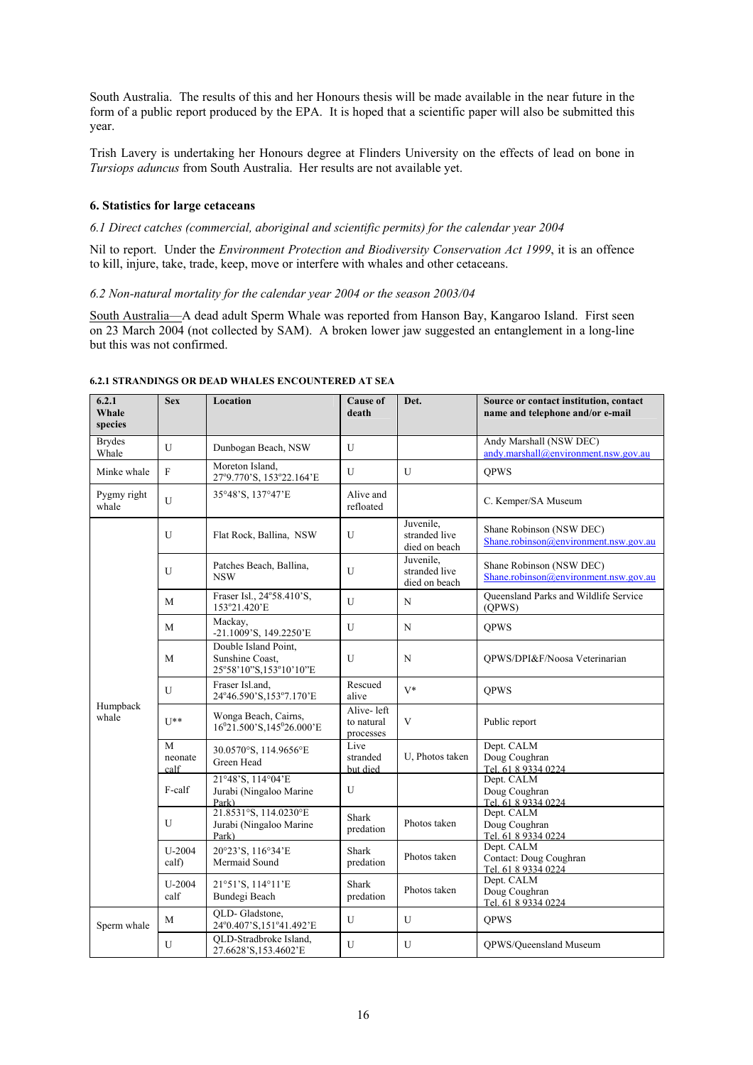South Australia. The results of this and her Honours thesis will be made available in the near future in the form of a public report produced by the EPA. It is hoped that a scientific paper will also be submitted this year.

Trish Lavery is undertaking her Honours degree at Flinders University on the effects of lead on bone in *Tursiops aduncus* from South Australia. Her results are not available yet.

### 6. Statistics for large cetaceans

*6.1 Direct catches (commercial, aboriginal and scientific permits) for the calendar year 2004*

Nil to report. Under the *Environment Protection and Biodiversity Conservation Act 1999*, it is an offence to kill, injure, take, trade, keep, move or interfere with whales and other cetaceans.

*6.2 Non-natural mortality for the calendar year 2004 or the season 2003/04*

South Australia—A dead adult Sperm Whale was reported from Hanson Bay, Kangaroo Island. First seen on 23 March 2004 (not collected by SAM). A broken lower jaw suggested an entanglement in a long-line but this was not confirmed.

**6.2.1 STRANDINGS OR DEAD WHALES ENCOUNTERED AT SEA**

| 6.2.1 Whale species | Sex | Location | Cause of death | Det. | Source or contact institution, contact name and telephone and/or e-mail |
|---|---|---|---|---|---|
| Brydes Whale | U | Dunbogan Beach, NSW | U | | Andy Marshall (NSW DEC) andy.marshall@environment.nsw.gov.au |
| Minke whale | F | Moreton Island, 27°9.770'S, 153°22.164'E | U | U | QPWS |
| Pygmy right whale | U | 35°48'S, 137°47'E | Alive and refloated | | C. Kemper/SA Museum |
| Humpback whale | U | Flat Rock, Ballina, NSW | U | Juvenile, stranded live died on beach | Shane Robinson (NSW DEC) Shane.robinson@environment.nsw.gov.au |
| | U | Patches Beach, Ballina, NSW | U | Juvenile, stranded live died on beach | Shane Robinson (NSW DEC) Shane.robinson@environment.nsw.gov.au |
| | M | Fraser Isl., 24°58.410'S, 153°21.420'E | U | N | Queensland Parks and Wildlife Service (QPWS) |
| | M | Mackay, -21.1009'S, 149.2250'E | U | N | QPWS |
| | M | Double Island Point, Sunshine Coast, 25°58'10"S,153°10'10"E | U | N | QPWS/DPI&F/Noosa Veterinarian |
| | U | Fraser Isl.and, 24°46.590'S,153°7.170'E | Rescued alive | V* | QPWS |
| | U** | Wonga Beach, Cairns, 16°21.500'S,145°26.000'E | Alive- left to natural processes | V | Public report |
| | M neonate calf | 30.0570°S, 114.9656°E Green Head | Live stranded but died | U, Photos taken | Dept. CALM Doug Coughran Tel. 61 8 9334 0224 |
| | F-calf | 21°48'S, 114°04'E Jurabi (Ningaloo Marine Park) | U | | Dept. CALM Doug Coughran Tel. 61 8 9334 0224 |
| | U | 21.8531°S, 114.0230°E Jurabi (Ningaloo Marine Park) | Shark predation | Photos taken | Dept. CALM Doug Coughran Tel. 61 8 9334 0224 |
| | U-2004 calf) | 20°23'S, 116°34'E Mermaid Sound | Shark predation | Photos taken | Dept. CALM Contact: Doug Coughran Tel. 61 8 9334 0224 |
| | U-2004 calf | 21°51'S, 114°11'E Bundegi Beach | Shark predation | Photos taken | Dept. CALM Doug Coughran Tel. 61 8 9334 0224 |
| Sperm whale | M | QLD- Gladstone, 24°0.407'S,151°41.492'E | U | U | QPWS |
| | U | QLD-Stradbroke Island, 27.6628'S,153.4602'E | U | U | QPWS/Queensland Museum |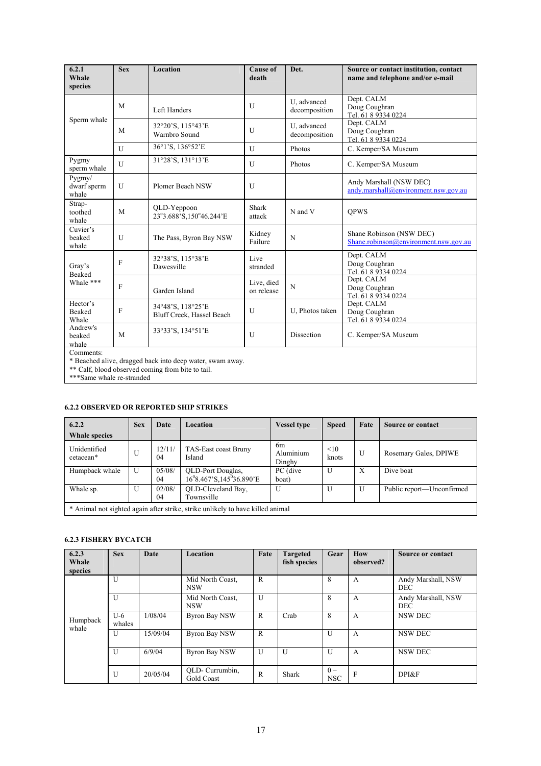| 6.2.1 Whale species | Sex | Location | Cause of death | Det. | Source or contact institution, contact name and telephone and/or e-mail |
|---|---|---|---|---|---|
| Sperm whale | M | Left Handers | U | U, advanced decomposition | Dept. CALM Doug Coughran Tel. 61 8 9334 0224 |
| | M | 32°20'S, 115°43'E Warnbro Sound | U | U, advanced decomposition | Dept. CALM Doug Coughran Tel. 61 8 9334 0224 |
| | U | 36°1'S, 136°52'E | U | Photos | C. Kemper/SA Museum |
| Pygmy sperm whale | U | 31°28'S, 131°13'E | U | Photos | C. Kemper/SA Museum |
| Pygmy/ dwarf sperm whale | U | Plomer Beach NSW | U | | Andy Marshall (NSW DEC) andy.marshall@environment.nsw.gov.au |
| Strap-toothed whale | M | QLD-Yeppoon 23°3.688'S,150°46.244'E | Shark attack | N and V | QPWS |
| Cuvier's beaked whale | U | The Pass, Byron Bay NSW | Kidney Failure | N | Shane Robinson (NSW DEC) Shane.robinson@environment.nsw.gov.au |
| Gray's Beaked Whale *** | F | 32°38'S, 115°38'E Dawesville | Live stranded | | Dept. CALM Doug Coughran Tel. 61 8 9334 0224 |
| | F | Garden Island | Live, died on release | N | Dept. CALM Doug Coughran Tel. 61 8 9334 0224 |
| Hector's Beaked Whale | F | 34°48'S, 118°25'E Bluff Creek, Hassel Beach | U | U, Photos taken | Dept. CALM Doug Coughran Tel. 61 8 9334 0224 |
| Andrew's beaked whale | M | 33°33'S, 134°51'E | U | Dissection | C. Kemper/SA Museum |

Comments:
* Beached alive, dragged back into deep water, swam away.
** Calf, blood observed coming from bite to tail.
***Same whale re-stranded

#### 6.2.2 OBSERVED OR REPORTED SHIP STRIKES

| 6.2.2 Whale species | Sex | Date | Location | Vessel type | Speed | Fate | Source or contact |
|---|---|---|---|---|---|---|---|
| Unidentified cetacean* | U | 12/11/04 | TAS-East coast Bruny Island | 6m Aluminium Dinghy | <10 knots | U | Rosemary Gales, DPIWE |
| Humpback whale | U | 05/08/04 | QLD-Port Douglas, 16°8.467'S,145°36.890'E | PC (dive boat) | U | X | Dive boat |
| Whale sp. | U | 02/08/04 | QLD-Cleveland Bay, Townsville | U | U | U | Public report—Unconfirmed |

* Animal not sighted again after strike, strike unlikely to have killed animal

#### 6.2.3 FISHERY BYCATCH

| 6.2.3 Whale species | Sex | Date | Location | Fate | Targeted fish species | Gear | How observed? | Source or contact |
|---|---|---|---|---|---|---|---|---|
| Humpback whale | U | | Mid North Coast, NSW | R | | 8 | A | Andy Marshall, NSW DEC |
| | U | | Mid North Coast, NSW | U | | 8 | A | Andy Marshall, NSW DEC |
| | U-6 whales | 1/08/04 | Byron Bay NSW | R | Crab | 8 | A | NSW DEC |
| | U | 15/09/04 | Byron Bay NSW | R | | U | A | NSW DEC |
| | U | 6/9/04 | Byron Bay NSW | U | U | U | A | NSW DEC |
| | U | 20/05/04 | QLD- Currumbin, Gold Coast | R | Shark | 0 – NSC | F | DPI&F |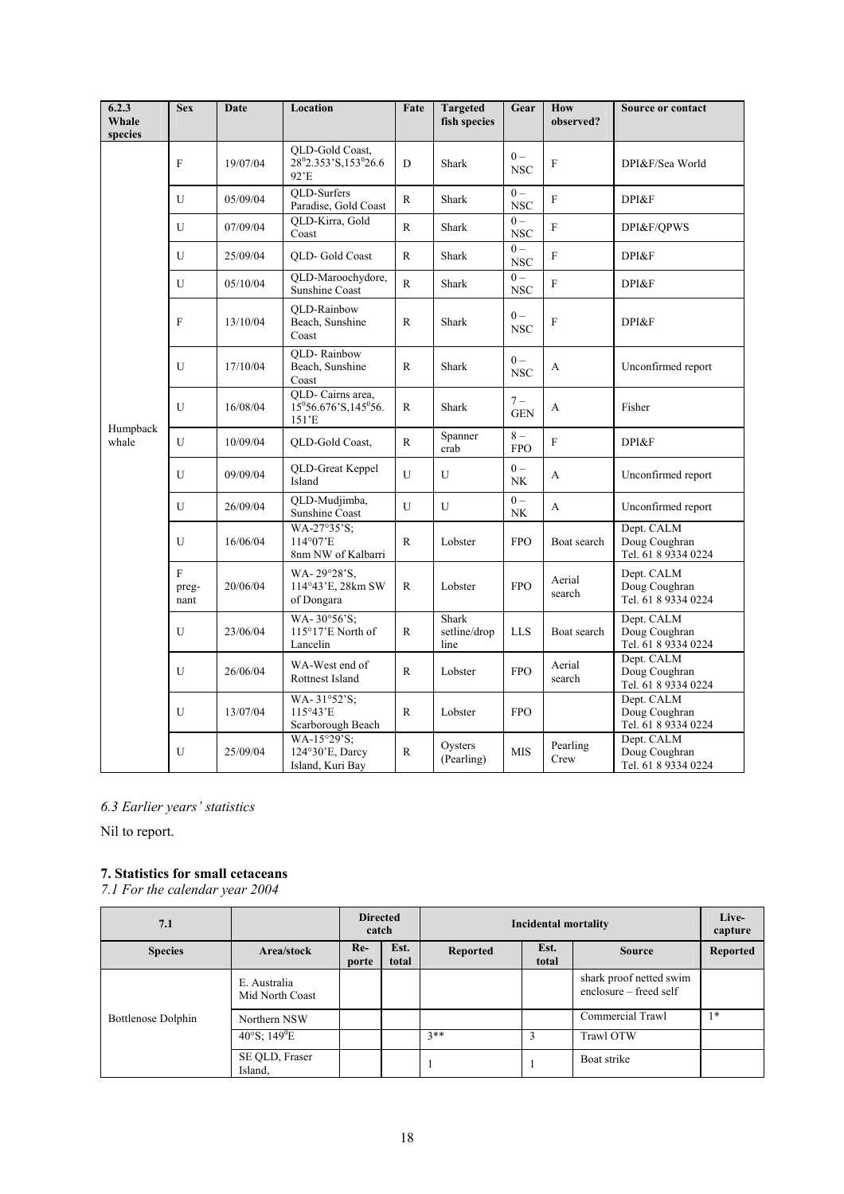| 6.2.3 Whale species | Sex | Date | Location | Fate | Targeted fish species | Gear | How observed? | Source or contact |
|---|---|---|---|---|---|---|---|---|
| Humpback whale | F | 19/07/04 | QLD-Gold Coast, 28$^0$2.353'S,153$^0$26.692'E | D | Shark | 0 – NSC | F | DPI&F/Sea World |
| | U | 05/09/04 | QLD-Surfers Paradise, Gold Coast | R | Shark | 0 – NSC | F | DPI&F |
| | U | 07/09/04 | QLD-Kirra, Gold Coast | R | Shark | 0 – NSC | F | DPI&F/QPWS |
| | U | 25/09/04 | QLD- Gold Coast | R | Shark | 0 – NSC | F | DPI&F |
| | U | 05/10/04 | QLD-Maroochydore, Sunshine Coast | R | Shark | 0 – NSC | F | DPI&F |
| | F | 13/10/04 | QLD-Rainbow Beach, Sunshine Coast | R | Shark | 0 – NSC | F | DPI&F |
| | U | 17/10/04 | QLD- Rainbow Beach, Sunshine Coast | R | Shark | 0 – NSC | A | Unconfirmed report |
| | U | 16/08/04 | QLD- Cairns area, 15$^0$56.676'S,145$^0$56.151'E | R | Shark | 7 – GEN | A | Fisher |
| | U | 10/09/04 | QLD-Gold Coast, | R | Spanner crab | 8 – FPO | F | DPI&F |
| | U | 09/09/04 | QLD-Great Keppel Island | U | U | 0 – NK | A | Unconfirmed report |
| | U | 26/09/04 | QLD-Mudjimba, Sunshine Coast | U | U | 0 – NK | A | Unconfirmed report |
| | U | 16/06/04 | WA-27°35'S; 114°07'E 8nm NW of Kalbarri | R | Lobster | FPO | Boat search | Dept. CALM Doug Coughran Tel. 61 8 9334 0224 |
| | F preg-nant | 20/06/04 | WA- 29°28'S, 114°43'E, 28km SW of Dongara | R | Lobster | FPO | Aerial search | Dept. CALM Doug Coughran Tel. 61 8 9334 0224 |
| | U | 23/06/04 | WA- 30°56'S; 115°17'E North of Lancelin | R | Shark setline/drop line | LLS | Boat search | Dept. CALM Doug Coughran Tel. 61 8 9334 0224 |
| | U | 26/06/04 | WA-West end of Rottnest Island | R | Lobster | FPO | Aerial search | Dept. CALM Doug Coughran Tel. 61 8 9334 0224 |
| | U | 13/07/04 | WA- 31°52'S; 115°43'E Scarborough Beach | R | Lobster | FPO | | Dept. CALM Doug Coughran Tel. 61 8 9334 0224 |
| | U | 25/09/04 | WA-15°29'S; 124°30'E, Darcy Island, Kuri Bay | R | Oysters (Pearling) | MIS | Pearling Crew | Dept. CALM Doug Coughran Tel. 61 8 9334 0224 |

*6.3 Earlier years' statistics*

Nil to report.

## 7. Statistics for small cetaceans

*7.1 For the calendar year 2004*

| 7.1 | | Directed catch | | Incidental mortality | | | Live-capture |
|---|---|---|---|---|---|---|---|
| Species | Area/stock | Re-porte | Est. total | Reported | Est. total | Source | Reported |
| Bottlenose Dolphin | E. Australia Mid North Coast | | | | | shark proof netted swim enclosure – freed self | |
| | Northern NSW | | | | | Commercial Trawl | 1* |
| | 40°S; 149$^0$E | | | 3** | 3 | Trawl OTW | |
| | SE QLD, Fraser Island, | | | 1 | 1 | Boat strike | |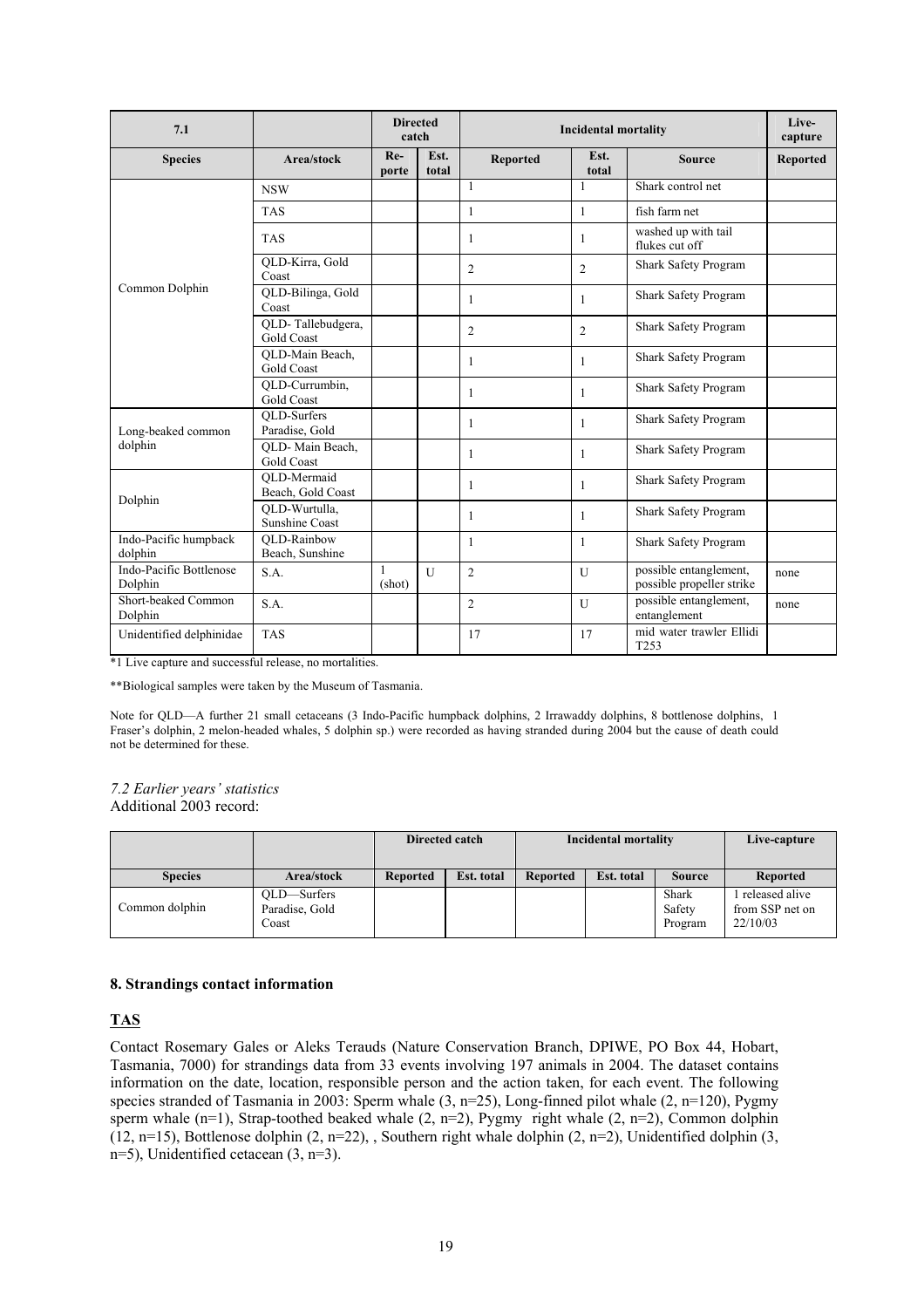| 7.1 | | Directed catch | | Incidental mortality | | | Live-capture |
|---|---|---|---|---|---|---|---|
| Species | Area/stock | Re-porte | Est. total | Reported | Est. total | Source | Reported |
| Common Dolphin | NSW | | | 1 | 1 | Shark control net | |
| | TAS | | | 1 | 1 | fish farm net | |
| | TAS | | | 1 | 1 | washed up with tail flukes cut off | |
| | QLD-Kirra, Gold Coast | | | 2 | 2 | Shark Safety Program | |
| | QLD-Bilinga, Gold Coast | | | 1 | 1 | Shark Safety Program | |
| | QLD- Tallebudgera, Gold Coast | | | 2 | 2 | Shark Safety Program | |
| | QLD-Main Beach, Gold Coast | | | 1 | 1 | Shark Safety Program | |
| | QLD-Currumbin, Gold Coast | | | 1 | 1 | Shark Safety Program | |
| Long-beaked common dolphin | QLD-Surfers Paradise, Gold | | | 1 | 1 | Shark Safety Program | |
| | QLD- Main Beach, Gold Coast | | | 1 | 1 | Shark Safety Program | |
| Dolphin | QLD-Mermaid Beach, Gold Coast | | | 1 | 1 | Shark Safety Program | |
| | QLD-Wurtulla, Sunshine Coast | | | 1 | 1 | Shark Safety Program | |
| Indo-Pacific humpback dolphin | QLD-Rainbow Beach, Sunshine | | | 1 | 1 | Shark Safety Program | |
| Indo-Pacific Bottlenose Dolphin | S.A. | 1 (shot) | U | 2 | U | possible entanglement, possible propeller strike | none |
| Short-beaked Common Dolphin | S.A. | | | 2 | U | possible entanglement, entanglement | none |
| Unidentified delphinidae | TAS | | | 17 | 17 | mid water trawler Ellidi T253 | |

*1 Live capture and successful release, no mortalities.

**Biological samples were taken by the Museum of Tasmania.

Note for QLD—A further 21 small cetaceans (3 Indo-Pacific humpback dolphins, 2 Irrawaddy dolphins, 8 bottlenose dolphins, 1 Fraser's dolphin, 2 melon-headed whales, 5 dolphin sp.) were recorded as having stranded during 2004 but the cause of death could not be determined for these.

*7.2 Earlier years' statistics*

Additional 2003 record:

| | | Directed catch | | Incidental mortality | | | Live-capture |
|---|---|---|---|---|---|---|---|
| Species | Area/stock | Reported | Est. total | Reported | Est. total | Source | Reported |
| Common dolphin | QLD—Surfers Paradise, Gold Coast | | | | | Shark Safety Program | 1 released alive from SSP net on 22/10/03 |

### 8. Strandings contact information

**TAS**

Contact Rosemary Gales or Aleks Terauds (Nature Conservation Branch, DPIWE, PO Box 44, Hobart, Tasmania, 7000) for strandings data from 33 events involving 197 animals in 2004. The dataset contains information on the date, location, responsible person and the action taken, for each event. The following species stranded of Tasmania in 2003: Sperm whale (3, n=25), Long-finned pilot whale (2, n=120), Pygmy sperm whale (n=1), Strap-toothed beaked whale (2, n=2), Pygmy right whale (2, n=2), Common dolphin (12, n=15), Bottlenose dolphin (2, n=22), , Southern right whale dolphin (2, n=2), Unidentified dolphin (3, n=5), Unidentified cetacean (3, n=3).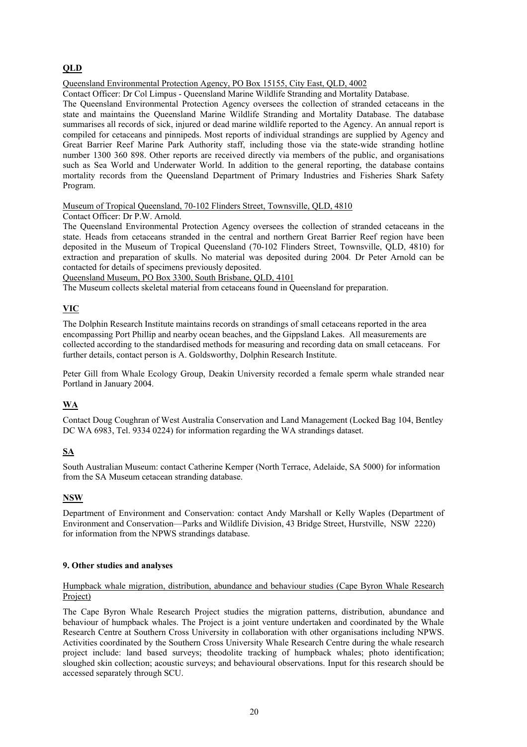## QLD

Queensland Environmental Protection Agency, PO Box 15155, City East, QLD, 4002

Contact Officer: Dr Col Limpus - Queensland Marine Wildlife Stranding and Mortality Database.

The Queensland Environmental Protection Agency oversees the collection of stranded cetaceans in the state and maintains the Queensland Marine Wildlife Stranding and Mortality Database. The database summarises all records of sick, injured or dead marine wildlife reported to the Agency. An annual report is compiled for cetaceans and pinnipeds. Most reports of individual strandings are supplied by Agency and Great Barrier Reef Marine Park Authority staff, including those via the state-wide stranding hotline number 1300 360 898. Other reports are received directly via members of the public, and organisations such as Sea World and Underwater World. In addition to the general reporting, the database contains mortality records from the Queensland Department of Primary Industries and Fisheries Shark Safety Program.

Museum of Tropical Queensland, 70-102 Flinders Street, Townsville, QLD, 4810

Contact Officer: Dr P.W. Arnold.

The Queensland Environmental Protection Agency oversees the collection of stranded cetaceans in the state. Heads from cetaceans stranded in the central and northern Great Barrier Reef region have been deposited in the Museum of Tropical Queensland (70-102 Flinders Street, Townsville, QLD, 4810) for extraction and preparation of skulls. No material was deposited during 2004. Dr Peter Arnold can be contacted for details of specimens previously deposited.

Queensland Museum, PO Box 3300, South Brisbane, QLD, 4101

The Museum collects skeletal material from cetaceans found in Queensland for preparation.

## VIC

The Dolphin Research Institute maintains records on strandings of small cetaceans reported in the area encompassing Port Phillip and nearby ocean beaches, and the Gippsland Lakes. All measurements are collected according to the standardised methods for measuring and recording data on small cetaceans. For further details, contact person is A. Goldsworthy, Dolphin Research Institute.

Peter Gill from Whale Ecology Group, Deakin University recorded a female sperm whale stranded near Portland in January 2004.

## WA

Contact Doug Coughran of West Australia Conservation and Land Management (Locked Bag 104, Bentley DC WA 6983, Tel. 9334 0224) for information regarding the WA strandings dataset.

## SA

South Australian Museum: contact Catherine Kemper (North Terrace, Adelaide, SA 5000) for information from the SA Museum cetacean stranding database.

## NSW

Department of Environment and Conservation: contact Andy Marshall or Kelly Waples (Department of Environment and Conservation—Parks and Wildlife Division, 43 Bridge Street, Hurstville, NSW 2220) for information from the NPWS strandings database.

### 9. Other studies and analyses

Humpback whale migration, distribution, abundance and behaviour studies (Cape Byron Whale Research Project)

The Cape Byron Whale Research Project studies the migration patterns, distribution, abundance and behaviour of humpback whales. The Project is a joint venture undertaken and coordinated by the Whale Research Centre at Southern Cross University in collaboration with other organisations including NPWS. Activities coordinated by the Southern Cross University Whale Research Centre during the whale research project include: land based surveys; theodolite tracking of humpback whales; photo identification; sloughed skin collection; acoustic surveys; and behavioural observations. Input for this research should be accessed separately through SCU.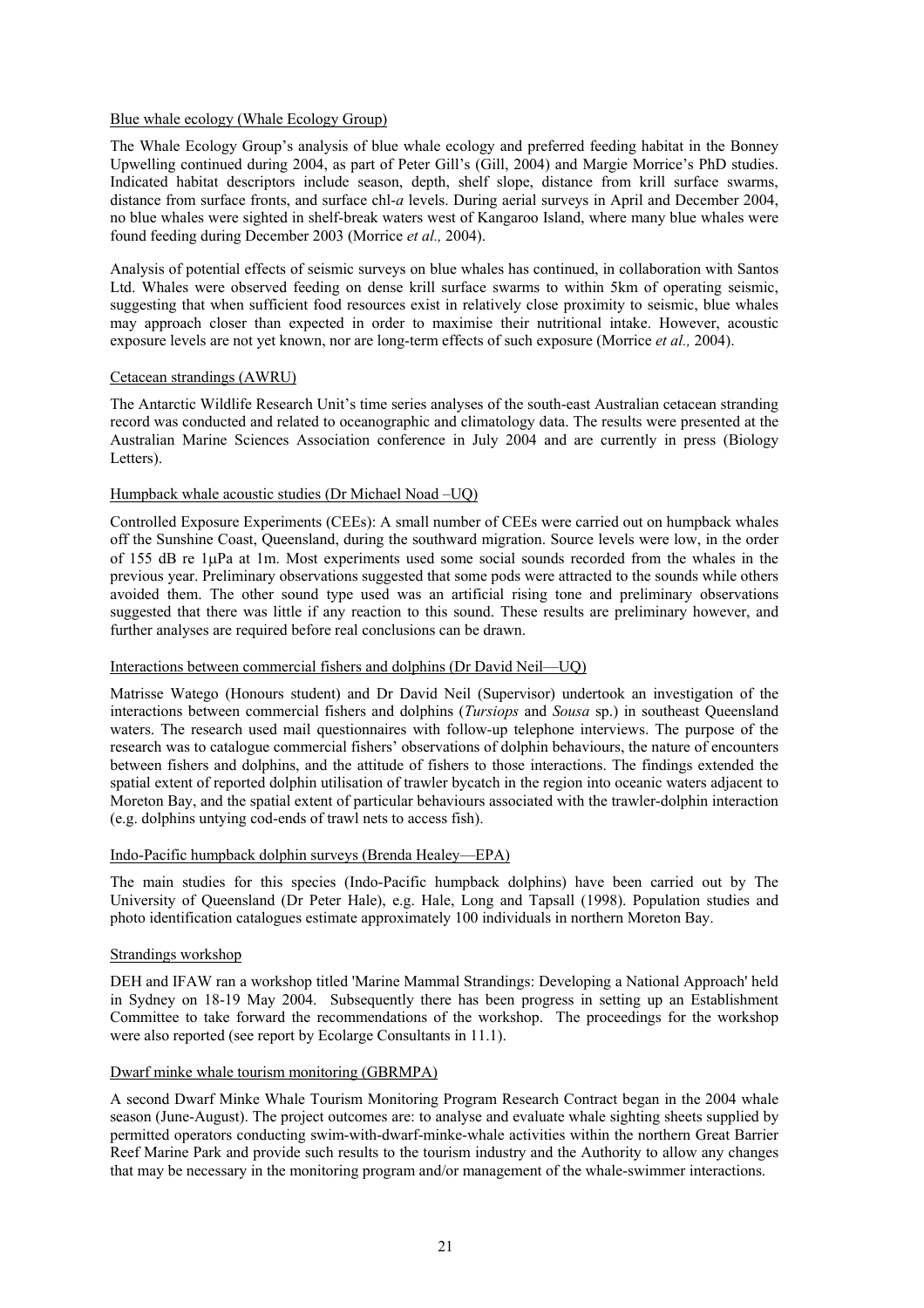Blue whale ecology (Whale Ecology Group)

The Whale Ecology Group's analysis of blue whale ecology and preferred feeding habitat in the Bonney Upwelling continued during 2004, as part of Peter Gill's (Gill, 2004) and Margie Morrice's PhD studies. Indicated habitat descriptors include season, depth, shelf slope, distance from krill surface swarms, distance from surface fronts, and surface chl-*a* levels. During aerial surveys in April and December 2004, no blue whales were sighted in shelf-break waters west of Kangaroo Island, where many blue whales were found feeding during December 2003 (Morrice *et al.,* 2004).

Analysis of potential effects of seismic surveys on blue whales has continued, in collaboration with Santos Ltd. Whales were observed feeding on dense krill surface swarms to within 5km of operating seismic, suggesting that when sufficient food resources exist in relatively close proximity to seismic, blue whales may approach closer than expected in order to maximise their nutritional intake. However, acoustic exposure levels are not yet known, nor are long-term effects of such exposure (Morrice *et al.,* 2004).

Cetacean strandings (AWRU)

The Antarctic Wildlife Research Unit's time series analyses of the south-east Australian cetacean stranding record was conducted and related to oceanographic and climatology data. The results were presented at the Australian Marine Sciences Association conference in July 2004 and are currently in press (Biology Letters).

Humpback whale acoustic studies (Dr Michael Noad –UQ)

Controlled Exposure Experiments (CEEs): A small number of CEEs were carried out on humpback whales off the Sunshine Coast, Queensland, during the southward migration. Source levels were low, in the order of 155 dB re 1μPa at 1m. Most experiments used some social sounds recorded from the whales in the previous year. Preliminary observations suggested that some pods were attracted to the sounds while others avoided them. The other sound type used was an artificial rising tone and preliminary observations suggested that there was little if any reaction to this sound. These results are preliminary however, and further analyses are required before real conclusions can be drawn.

Interactions between commercial fishers and dolphins (Dr David Neil—UQ)

Matrisse Watego (Honours student) and Dr David Neil (Supervisor) undertook an investigation of the interactions between commercial fishers and dolphins (*Tursiops* and *Sousa* sp.) in southeast Queensland waters. The research used mail questionnaires with follow-up telephone interviews. The purpose of the research was to catalogue commercial fishers' observations of dolphin behaviours, the nature of encounters between fishers and dolphins, and the attitude of fishers to those interactions. The findings extended the spatial extent of reported dolphin utilisation of trawler bycatch in the region into oceanic waters adjacent to Moreton Bay, and the spatial extent of particular behaviours associated with the trawler-dolphin interaction (e.g. dolphins untying cod-ends of trawl nets to access fish).

Indo-Pacific humpback dolphin surveys (Brenda Healey—EPA)

The main studies for this species (Indo-Pacific humpback dolphins) have been carried out by The University of Queensland (Dr Peter Hale), e.g. Hale, Long and Tapsall (1998). Population studies and photo identification catalogues estimate approximately 100 individuals in northern Moreton Bay.

Strandings workshop

DEH and IFAW ran a workshop titled 'Marine Mammal Strandings: Developing a National Approach' held in Sydney on 18-19 May 2004. Subsequently there has been progress in setting up an Establishment Committee to take forward the recommendations of the workshop. The proceedings for the workshop were also reported (see report by Ecolarge Consultants in 11.1).

Dwarf minke whale tourism monitoring (GBRMPA)

A second Dwarf Minke Whale Tourism Monitoring Program Research Contract began in the 2004 whale season (June-August). The project outcomes are: to analyse and evaluate whale sighting sheets supplied by permitted operators conducting swim-with-dwarf-minke-whale activities within the northern Great Barrier Reef Marine Park and provide such results to the tourism industry and the Authority to allow any changes that may be necessary in the monitoring program and/or management of the whale-swimmer interactions.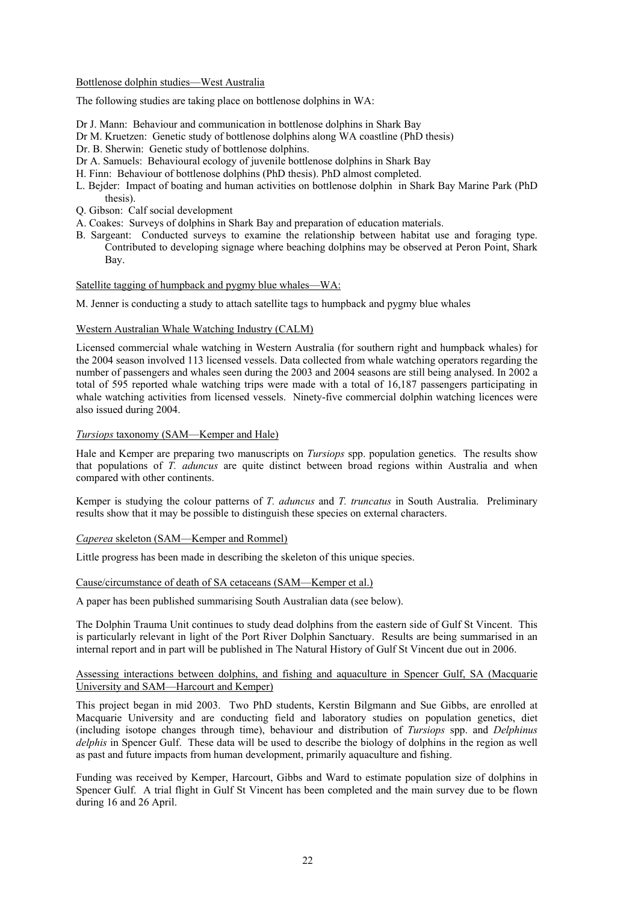Bottlenose dolphin studies—West Australia

The following studies are taking place on bottlenose dolphins in WA:

- Dr J. Mann: Behaviour and communication in bottlenose dolphins in Shark Bay
- Dr M. Kruetzen: Genetic study of bottlenose dolphins along WA coastline (PhD thesis)
- Dr. B. Sherwin: Genetic study of bottlenose dolphins.
- Dr A. Samuels: Behavioural ecology of juvenile bottlenose dolphins in Shark Bay
- H. Finn: Behaviour of bottlenose dolphins (PhD thesis). PhD almost completed.
- L. Bejder: Impact of boating and human activities on bottlenose dolphin in Shark Bay Marine Park (PhD thesis).
- Q. Gibson: Calf social development
- A. Coakes: Surveys of dolphins in Shark Bay and preparation of education materials.
- B. Sargeant: Conducted surveys to examine the relationship between habitat use and foraging type. Contributed to developing signage where beaching dolphins may be observed at Peron Point, Shark Bay.

Satellite tagging of humpback and pygmy blue whales—WA:

M. Jenner is conducting a study to attach satellite tags to humpback and pygmy blue whales

Western Australian Whale Watching Industry (CALM)

Licensed commercial whale watching in Western Australia (for southern right and humpback whales) for the 2004 season involved 113 licensed vessels. Data collected from whale watching operators regarding the number of passengers and whales seen during the 2003 and 2004 seasons are still being analysed. In 2002 a total of 595 reported whale watching trips were made with a total of 16,187 passengers participating in whale watching activities from licensed vessels. Ninety-five commercial dolphin watching licences were also issued during 2004.

*Tursiops* taxonomy (SAM—Kemper and Hale)

Hale and Kemper are preparing two manuscripts on *Tursiops* spp. population genetics. The results show that populations of *T. aduncus* are quite distinct between broad regions within Australia and when compared with other continents.

Kemper is studying the colour patterns of *T. aduncus* and *T. truncatus* in South Australia. Preliminary results show that it may be possible to distinguish these species on external characters.

*Caperea* skeleton (SAM—Kemper and Rommel)

Little progress has been made in describing the skeleton of this unique species.

Cause/circumstance of death of SA cetaceans (SAM—Kemper et al.)

A paper has been published summarising South Australian data (see below).

The Dolphin Trauma Unit continues to study dead dolphins from the eastern side of Gulf St Vincent. This is particularly relevant in light of the Port River Dolphin Sanctuary. Results are being summarised in an internal report and in part will be published in The Natural History of Gulf St Vincent due out in 2006.

Assessing interactions between dolphins, and fishing and aquaculture in Spencer Gulf, SA (Macquarie University and SAM—Harcourt and Kemper)

This project began in mid 2003. Two PhD students, Kerstin Bilgmann and Sue Gibbs, are enrolled at Macquarie University and are conducting field and laboratory studies on population genetics, diet (including isotope changes through time), behaviour and distribution of *Tursiops* spp. and *Delphinus delphis* in Spencer Gulf. These data will be used to describe the biology of dolphins in the region as well as past and future impacts from human development, primarily aquaculture and fishing.

Funding was received by Kemper, Harcourt, Gibbs and Ward to estimate population size of dolphins in Spencer Gulf. A trial flight in Gulf St Vincent has been completed and the main survey due to be flown during 16 and 26 April.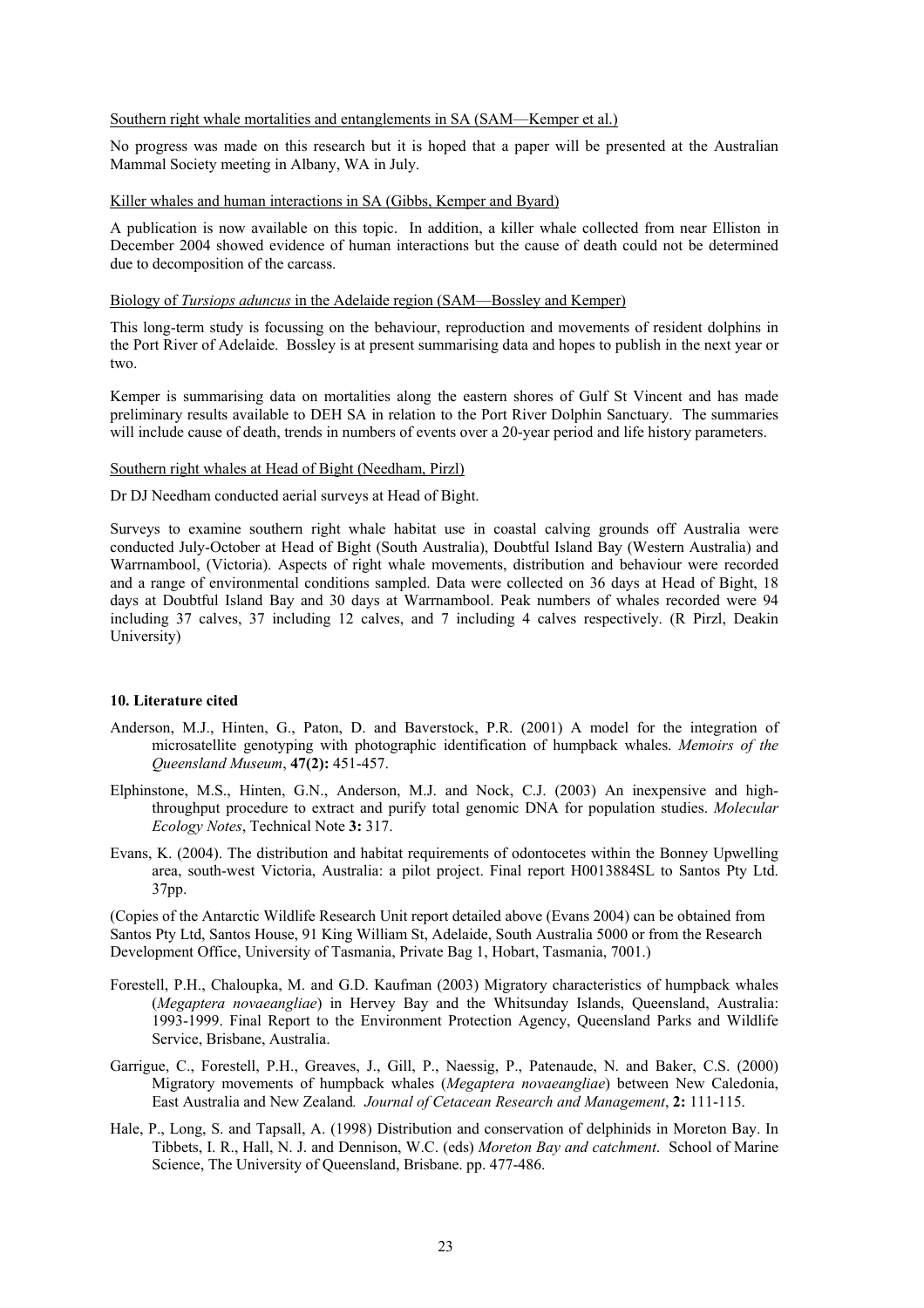Southern right whale mortalities and entanglements in SA (SAM—Kemper et al.)

No progress was made on this research but it is hoped that a paper will be presented at the Australian Mammal Society meeting in Albany, WA in July.

Killer whales and human interactions in SA (Gibbs, Kemper and Byard)

A publication is now available on this topic. In addition, a killer whale collected from near Elliston in December 2004 showed evidence of human interactions but the cause of death could not be determined due to decomposition of the carcass.

Biology of *Tursiops aduncus* in the Adelaide region (SAM—Bossley and Kemper)

This long-term study is focussing on the behaviour, reproduction and movements of resident dolphins in the Port River of Adelaide. Bossley is at present summarising data and hopes to publish in the next year or two.

Kemper is summarising data on mortalities along the eastern shores of Gulf St Vincent and has made preliminary results available to DEH SA in relation to the Port River Dolphin Sanctuary. The summaries will include cause of death, trends in numbers of events over a 20-year period and life history parameters.

Southern right whales at Head of Bight (Needham, Pirzl)

Dr DJ Needham conducted aerial surveys at Head of Bight.

Surveys to examine southern right whale habitat use in coastal calving grounds off Australia were conducted July-October at Head of Bight (South Australia), Doubtful Island Bay (Western Australia) and Warrnambool, (Victoria). Aspects of right whale movements, distribution and behaviour were recorded and a range of environmental conditions sampled. Data were collected on 36 days at Head of Bight, 18 days at Doubtful Island Bay and 30 days at Warrnambool. Peak numbers of whales recorded were 94 including 37 calves, 37 including 12 calves, and 7 including 4 calves respectively. (R Pirzl, Deakin University)

## 10. Literature cited

Anderson, M.J., Hinten, G., Paton, D. and Baverstock, P.R. (2001) A model for the integration of microsatellite genotyping with photographic identification of humpback whales. *Memoirs of the Queensland Museum*, **47(2):** 451-457.

Elphinstone, M.S., Hinten, G.N., Anderson, M.J. and Nock, C.J. (2003) An inexpensive and high-throughput procedure to extract and purify total genomic DNA for population studies. *Molecular Ecology Notes*, Technical Note **3:** 317.

Evans, K. (2004). The distribution and habitat requirements of odontocetes within the Bonney Upwelling area, south-west Victoria, Australia: a pilot project. Final report H0013884SL to Santos Pty Ltd. 37pp.

(Copies of the Antarctic Wildlife Research Unit report detailed above (Evans 2004) can be obtained from Santos Pty Ltd, Santos House, 91 King William St, Adelaide, South Australia 5000 or from the Research Development Office, University of Tasmania, Private Bag 1, Hobart, Tasmania, 7001.)

Forestell, P.H., Chaloupka, M. and G.D. Kaufman (2003) Migratory characteristics of humpback whales (*Megaptera novaeangliae*) in Hervey Bay and the Whitsunday Islands, Queensland, Australia: 1993-1999. Final Report to the Environment Protection Agency, Queensland Parks and Wildlife Service, Brisbane, Australia.

Garrigue, C., Forestell, P.H., Greaves, J., Gill, P., Naessig, P., Patenaude, N. and Baker, C.S. (2000) Migratory movements of humpback whales (*Megaptera novaeangliae*) between New Caledonia, East Australia and New Zealand. *Journal of Cetacean Research and Management*, **2:** 111-115.

Hale, P., Long, S. and Tapsall, A. (1998) Distribution and conservation of delphinids in Moreton Bay. In Tibbets, I. R., Hall, N. J. and Dennison, W.C. (eds) *Moreton Bay and catchment*. School of Marine Science, The University of Queensland, Brisbane. pp. 477-486.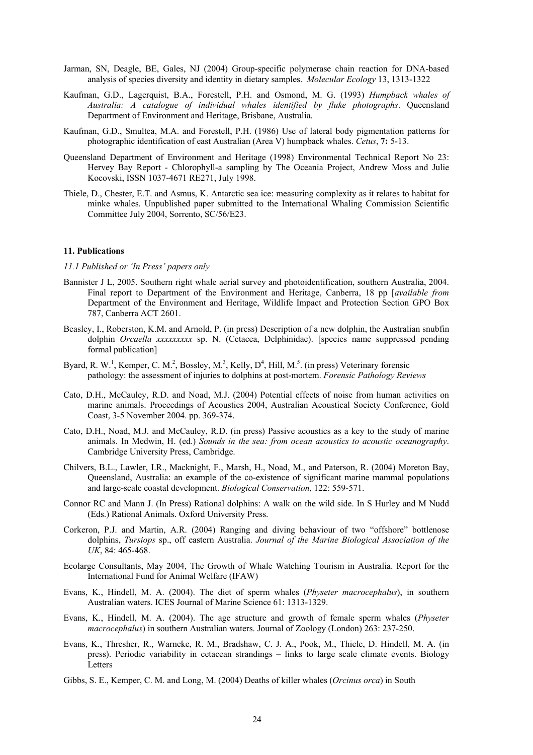Jarman, SN, Deagle, BE, Gales, NJ (2004) Group-specific polymerase chain reaction for DNA-based analysis of species diversity and identity in dietary samples. *Molecular Ecology* 13, 1313-1322

Kaufman, G.D., Lagerquist, B.A., Forestell, P.H. and Osmond, M. G. (1993) *Humpback whales of Australia: A catalogue of individual whales identified by fluke photographs*. Queensland Department of Environment and Heritage, Brisbane, Australia.

Kaufman, G.D., Smultea, M.A. and Forestell, P.H. (1986) Use of lateral body pigmentation patterns for photographic identification of east Australian (Area V) humpback whales. *Cetus*, **7:** 5-13.

Queensland Department of Environment and Heritage (1998) Environmental Technical Report No 23: Hervey Bay Report - Chlorophyll-a sampling by The Oceania Project, Andrew Moss and Julie Kocovski, ISSN 1037-4671 RE271, July 1998.

Thiele, D., Chester, E.T. and Asmus, K. Antarctic sea ice: measuring complexity as it relates to habitat for minke whales. Unpublished paper submitted to the International Whaling Commission Scientific Committee July 2004, Sorrento, SC/56/E23.

## 11. Publications

*11.1 Published or 'In Press' papers only*

Bannister J L, 2005. Southern right whale aerial survey and photoidentification, southern Australia, 2004. Final report to Department of the Environment and Heritage, Canberra, 18 pp [*available from* Department of the Environment and Heritage, Wildlife Impact and Protection Section GPO Box 787, Canberra ACT 2601.

Beasley, I., Roberston, K.M. and Arnold, P. (in press) Description of a new dolphin, the Australian snubfin dolphin *Orcaella xxxxxxxxx* sp. N. (Cetacea, Delphinidae). [species name suppressed pending formal publication]

Byard, R. W.[1], Kemper, C. M.[2], Bossley, M.[3], Kelly, D[4], Hill, M.[5]. (in press) Veterinary forensic pathology: the assessment of injuries to dolphins at post-mortem. *Forensic Pathology Reviews*

Cato, D.H., McCauley, R.D. and Noad, M.J. (2004) Potential effects of noise from human activities on marine animals. Proceedings of Acoustics 2004, Australian Acoustical Society Conference, Gold Coast, 3-5 November 2004. pp. 369-374.

Cato, D.H., Noad, M.J. and McCauley, R.D. (in press) Passive acoustics as a key to the study of marine animals. In Medwin, H. (ed.) *Sounds in the sea: from ocean acoustics to acoustic oceanography*. Cambridge University Press, Cambridge.

Chilvers, B.L., Lawler, I.R., Macknight, F., Marsh, H., Noad, M., and Paterson, R. (2004) Moreton Bay, Queensland, Australia: an example of the co-existence of significant marine mammal populations and large-scale coastal development. *Biological Conservation*, 122: 559-571.

Connor RC and Mann J. (In Press) Rational dolphins: A walk on the wild side. In S Hurley and M Nudd (Eds.) Rational Animals. Oxford University Press.

Corkeron, P.J. and Martin, A.R. (2004) Ranging and diving behaviour of two "offshore" bottlenose dolphins, *Tursiops* sp., off eastern Australia. *Journal of the Marine Biological Association of the UK*, 84: 465-468.

Ecolarge Consultants, May 2004, The Growth of Whale Watching Tourism in Australia. Report for the International Fund for Animal Welfare (IFAW)

Evans, K., Hindell, M. A. (2004). The diet of sperm whales (*Physeter macrocephalus*), in southern Australian waters. ICES Journal of Marine Science 61: 1313-1329.

Evans, K., Hindell, M. A. (2004). The age structure and growth of female sperm whales (*Physeter macrocephalus*) in southern Australian waters. Journal of Zoology (London) 263: 237-250.

Evans, K., Thresher, R., Warneke, R. M., Bradshaw, C. J. A., Pook, M., Thiele, D. Hindell, M. A. (in press). Periodic variability in cetacean strandings – links to large scale climate events. Biology Letters

Gibbs, S. E., Kemper, C. M. and Long, M. (2004) Deaths of killer whales (*Orcinus orca*) in South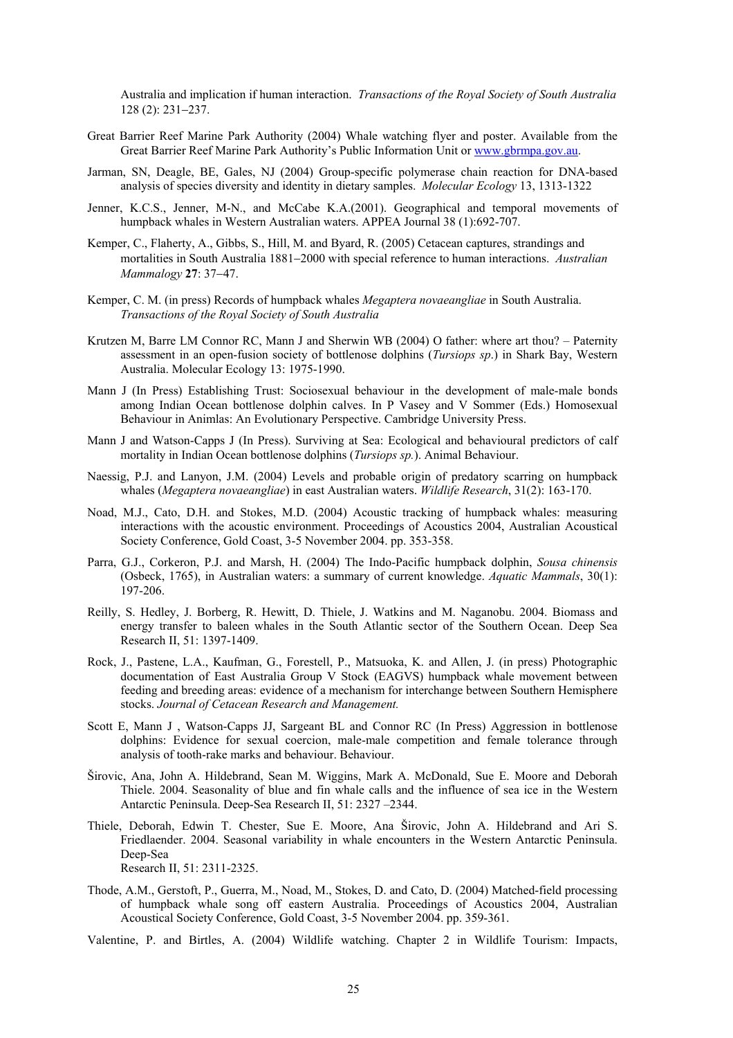Australia and implication if human interaction. *Transactions of the Royal Society of South Australia* 128 (2): 231–237.

Great Barrier Reef Marine Park Authority (2004) Whale watching flyer and poster. Available from the Great Barrier Reef Marine Park Authority's Public Information Unit or www.gbrmpa.gov.au.

Jarman, SN, Deagle, BE, Gales, NJ (2004) Group-specific polymerase chain reaction for DNA-based analysis of species diversity and identity in dietary samples. *Molecular Ecology* 13, 1313-1322

Jenner, K.C.S., Jenner, M-N., and McCabe K.A.(2001). Geographical and temporal movements of humpback whales in Western Australian waters. APPEA Journal 38 (1):692-707.

Kemper, C., Flaherty, A., Gibbs, S., Hill, M. and Byard, R. (2005) Cetacean captures, strandings and mortalities in South Australia 1881–2000 with special reference to human interactions. *Australian Mammalogy* **27**: 37–47.

Kemper, C. M. (in press) Records of humpback whales *Megaptera novaeangliae* in South Australia. *Transactions of the Royal Society of South Australia*

Krutzen M, Barre LM Connor RC, Mann J and Sherwin WB (2004) O father: where art thou? – Paternity assessment in an open-fusion society of bottlenose dolphins (*Tursiops sp*.) in Shark Bay, Western Australia. Molecular Ecology 13: 1975-1990.

Mann J (In Press) Establishing Trust: Sociosexual behaviour in the development of male-male bonds among Indian Ocean bottlenose dolphin calves. In P Vasey and V Sommer (Eds.) Homosexual Behaviour in Animlas: An Evolutionary Perspective. Cambridge University Press.

Mann J and Watson-Capps J (In Press). Surviving at Sea: Ecological and behavioural predictors of calf mortality in Indian Ocean bottlenose dolphins (*Tursiops sp.*). Animal Behaviour.

Naessig, P.J. and Lanyon, J.M. (2004) Levels and probable origin of predatory scarring on humpback whales (*Megaptera novaeangliae*) in east Australian waters. *Wildlife Research*, 31(2): 163-170.

Noad, M.J., Cato, D.H. and Stokes, M.D. (2004) Acoustic tracking of humpback whales: measuring interactions with the acoustic environment. Proceedings of Acoustics 2004, Australian Acoustical Society Conference, Gold Coast, 3-5 November 2004. pp. 353-358.

Parra, G.J., Corkeron, P.J. and Marsh, H. (2004) The Indo-Pacific humpback dolphin, *Sousa chinensis* (Osbeck, 1765), in Australian waters: a summary of current knowledge. *Aquatic Mammals*, 30(1): 197-206.

Reilly, S. Hedley, J. Borberg, R. Hewitt, D. Thiele, J. Watkins and M. Naganobu. 2004. Biomass and energy transfer to baleen whales in the South Atlantic sector of the Southern Ocean. Deep Sea Research II, 51: 1397-1409.

Rock, J., Pastene, L.A., Kaufman, G., Forestell, P., Matsuoka, K. and Allen, J. (in press) Photographic documentation of East Australia Group V Stock (EAGVS) humpback whale movement between feeding and breeding areas: evidence of a mechanism for interchange between Southern Hemisphere stocks. *Journal of Cetacean Research and Management.*

Scott E, Mann J , Watson-Capps JJ, Sargeant BL and Connor RC (In Press) Aggression in bottlenose dolphins: Evidence for sexual coercion, male-male competition and female tolerance through analysis of tooth-rake marks and behaviour. Behaviour.

Širovic, Ana, John A. Hildebrand, Sean M. Wiggins, Mark A. McDonald, Sue E. Moore and Deborah Thiele. 2004. Seasonality of blue and fin whale calls and the influence of sea ice in the Western Antarctic Peninsula. Deep-Sea Research II, 51: 2327 –2344.

Thiele, Deborah, Edwin T. Chester, Sue E. Moore, Ana Širovic, John A. Hildebrand and Ari S. Friedlaender. 2004. Seasonal variability in whale encounters in the Western Antarctic Peninsula. Deep-Sea Research II, 51: 2311-2325.

Thode, A.M., Gerstoft, P., Guerra, M., Noad, M., Stokes, D. and Cato, D. (2004) Matched-field processing of humpback whale song off eastern Australia. Proceedings of Acoustics 2004, Australian Acoustical Society Conference, Gold Coast, 3-5 November 2004. pp. 359-361.

Valentine, P. and Birtles, A. (2004) Wildlife watching. Chapter 2 in Wildlife Tourism: Impacts,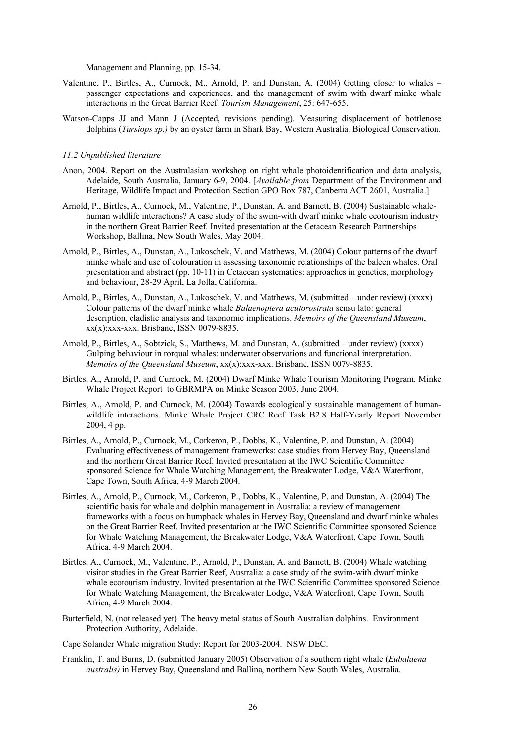Management and Planning, pp. 15-34.

Valentine, P., Birtles, A., Curnock, M., Arnold, P. and Dunstan, A. (2004) Getting closer to whales – passenger expectations and experiences, and the management of swim with dwarf minke whale interactions in the Great Barrier Reef. *Tourism Management*, 25: 647-655.

Watson-Capps JJ and Mann J (Accepted, revisions pending). Measuring displacement of bottlenose dolphins (*Tursiops sp.)* by an oyster farm in Shark Bay, Western Australia. Biological Conservation.

### *11.2 Unpublished literature*

Anon, 2004. Report on the Australasian workshop on right whale photoidentification and data analysis, Adelaide, South Australia, January 6-9, 2004. [*Available from* Department of the Environment and Heritage, Wildlife Impact and Protection Section GPO Box 787, Canberra ACT 2601, Australia.]

Arnold, P., Birtles, A., Curnock, M., Valentine, P., Dunstan, A. and Barnett, B. (2004) Sustainable whale-human wildlife interactions? A case study of the swim-with dwarf minke whale ecotourism industry in the northern Great Barrier Reef. Invited presentation at the Cetacean Research Partnerships Workshop, Ballina, New South Wales, May 2004.

Arnold, P., Birtles, A., Dunstan, A., Lukoschek, V. and Matthews, M. (2004) Colour patterns of the dwarf minke whale and use of colouration in assessing taxonomic relationships of the baleen whales. Oral presentation and abstract (pp. 10-11) in Cetacean systematics: approaches in genetics, morphology and behaviour, 28-29 April, La Jolla, California.

Arnold, P., Birtles, A., Dunstan, A., Lukoschek, V. and Matthews, M. (submitted – under review) (xxxx) Colour patterns of the dwarf minke whale *Balaenoptera acutorostrata* sensu lato: general description, cladistic analysis and taxonomic implications. *Memoirs of the Queensland Museum*, xx(x):xxx-xxx. Brisbane, ISSN 0079-8835.

Arnold, P., Birtles, A., Sobtzick, S., Matthews, M. and Dunstan, A. (submitted – under review) (xxxx) Gulping behaviour in rorqual whales: underwater observations and functional interpretation. *Memoirs of the Queensland Museum*, xx(x):xxx-xxx. Brisbane, ISSN 0079-8835.

Birtles, A., Arnold, P. and Curnock, M. (2004) Dwarf Minke Whale Tourism Monitoring Program. Minke Whale Project Report to GBRMPA on Minke Season 2003, June 2004.

Birtles, A., Arnold, P. and Curnock, M. (2004) Towards ecologically sustainable management of human-wildlife interactions. Minke Whale Project CRC Reef Task B2.8 Half-Yearly Report November 2004, 4 pp.

Birtles, A., Arnold, P., Curnock, M., Corkeron, P., Dobbs, K., Valentine, P. and Dunstan, A. (2004) Evaluating effectiveness of management frameworks: case studies from Hervey Bay, Queensland and the northern Great Barrier Reef. Invited presentation at the IWC Scientific Committee sponsored Science for Whale Watching Management, the Breakwater Lodge, V&A Waterfront, Cape Town, South Africa, 4-9 March 2004.

Birtles, A., Arnold, P., Curnock, M., Corkeron, P., Dobbs, K., Valentine, P. and Dunstan, A. (2004) The scientific basis for whale and dolphin management in Australia: a review of management frameworks with a focus on humpback whales in Hervey Bay, Queensland and dwarf minke whales on the Great Barrier Reef. Invited presentation at the IWC Scientific Committee sponsored Science for Whale Watching Management, the Breakwater Lodge, V&A Waterfront, Cape Town, South Africa, 4-9 March 2004.

Birtles, A., Curnock, M., Valentine, P., Arnold, P., Dunstan, A. and Barnett, B. (2004) Whale watching visitor studies in the Great Barrier Reef, Australia: a case study of the swim-with dwarf minke whale ecotourism industry. Invited presentation at the IWC Scientific Committee sponsored Science for Whale Watching Management, the Breakwater Lodge, V&A Waterfront, Cape Town, South Africa, 4-9 March 2004.

Butterfield, N. (not released yet) The heavy metal status of South Australian dolphins. Environment Protection Authority, Adelaide.

Cape Solander Whale migration Study: Report for 2003-2004. NSW DEC.

Franklin, T. and Burns, D. (submitted January 2005) Observation of a southern right whale (*Eubalaena australis)* in Hervey Bay, Queensland and Ballina, northern New South Wales, Australia.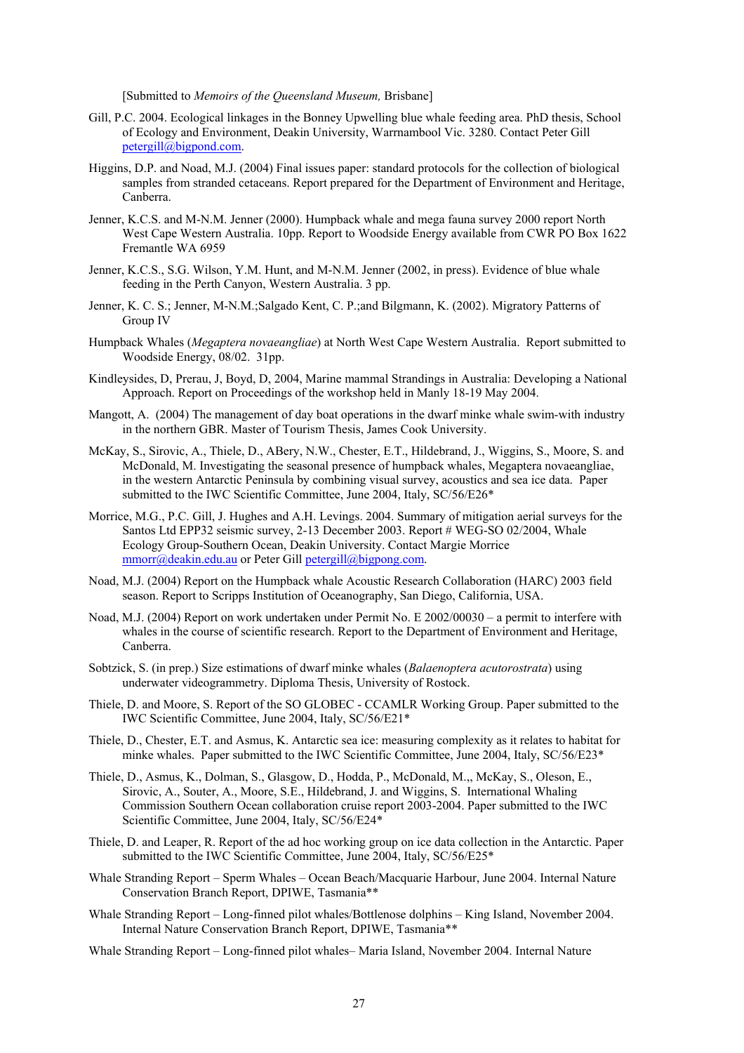[Submitted to *Memoirs of the Queensland Museum,* Brisbane]

Gill, P.C. 2004. Ecological linkages in the Bonney Upwelling blue whale feeding area. PhD thesis, School of Ecology and Environment, Deakin University, Warrnambool Vic. 3280. Contact Peter Gill petergill@bigpond.com.

Higgins, D.P. and Noad, M.J. (2004) Final issues paper: standard protocols for the collection of biological samples from stranded cetaceans. Report prepared for the Department of Environment and Heritage, Canberra.

Jenner, K.C.S. and M-N.M. Jenner (2000). Humpback whale and mega fauna survey 2000 report North West Cape Western Australia. 10pp. Report to Woodside Energy available from CWR PO Box 1622 Fremantle WA 6959

Jenner, K.C.S., S.G. Wilson, Y.M. Hunt, and M-N.M. Jenner (2002, in press). Evidence of blue whale feeding in the Perth Canyon, Western Australia. 3 pp.

Jenner, K. C. S.; Jenner, M-N.M.;Salgado Kent, C. P.;and Bilgmann, K. (2002). Migratory Patterns of Group IV

Humpback Whales (*Megaptera novaeangliae*) at North West Cape Western Australia. Report submitted to Woodside Energy, 08/02. 31pp.

Kindleysides, D, Prerau, J, Boyd, D, 2004, Marine mammal Strandings in Australia: Developing a National Approach. Report on Proceedings of the workshop held in Manly 18-19 May 2004.

Mangott, A. (2004) The management of day boat operations in the dwarf minke whale swim-with industry in the northern GBR. Master of Tourism Thesis, James Cook University.

McKay, S., Sirovic, A., Thiele, D., ABery, N.W., Chester, E.T., Hildebrand, J., Wiggins, S., Moore, S. and McDonald, M. Investigating the seasonal presence of humpback whales, Megaptera novaeangliae, in the western Antarctic Peninsula by combining visual survey, acoustics and sea ice data. Paper submitted to the IWC Scientific Committee, June 2004, Italy, SC/56/E26*

Morrice, M.G., P.C. Gill, J. Hughes and A.H. Levings. 2004. Summary of mitigation aerial surveys for the Santos Ltd EPP32 seismic survey, 2-13 December 2003. Report # WEG-SO 02/2004, Whale Ecology Group-Southern Ocean, Deakin University. Contact Margie Morrice mmorr@deakin.edu.au or Peter Gill petergill@bigpong.com.

Noad, M.J. (2004) Report on the Humpback whale Acoustic Research Collaboration (HARC) 2003 field season. Report to Scripps Institution of Oceanography, San Diego, California, USA.

Noad, M.J. (2004) Report on work undertaken under Permit No. E 2002/00030 – a permit to interfere with whales in the course of scientific research. Report to the Department of Environment and Heritage, Canberra.

Sobtzick, S. (in prep.) Size estimations of dwarf minke whales (*Balaenoptera acutorostrata*) using underwater videogrammetry. Diploma Thesis, University of Rostock.

Thiele, D. and Moore, S. Report of the SO GLOBEC - CCAMLR Working Group. Paper submitted to the IWC Scientific Committee, June 2004, Italy, SC/56/E21*

Thiele, D., Chester, E.T. and Asmus, K. Antarctic sea ice: measuring complexity as it relates to habitat for minke whales. Paper submitted to the IWC Scientific Committee, June 2004, Italy, SC/56/E23*

Thiele, D., Asmus, K., Dolman, S., Glasgow, D., Hodda, P., McDonald, M.,, McKay, S., Oleson, E., Sirovic, A., Souter, A., Moore, S.E., Hildebrand, J. and Wiggins, S. International Whaling Commission Southern Ocean collaboration cruise report 2003-2004. Paper submitted to the IWC Scientific Committee, June 2004, Italy, SC/56/E24*

Thiele, D. and Leaper, R. Report of the ad hoc working group on ice data collection in the Antarctic. Paper submitted to the IWC Scientific Committee, June 2004, Italy, SC/56/E25*

Whale Stranding Report – Sperm Whales – Ocean Beach/Macquarie Harbour, June 2004. Internal Nature Conservation Branch Report, DPIWE, Tasmania**

Whale Stranding Report – Long-finned pilot whales/Bottlenose dolphins – King Island, November 2004. Internal Nature Conservation Branch Report, DPIWE, Tasmania**

Whale Stranding Report – Long-finned pilot whales– Maria Island, November 2004. Internal Nature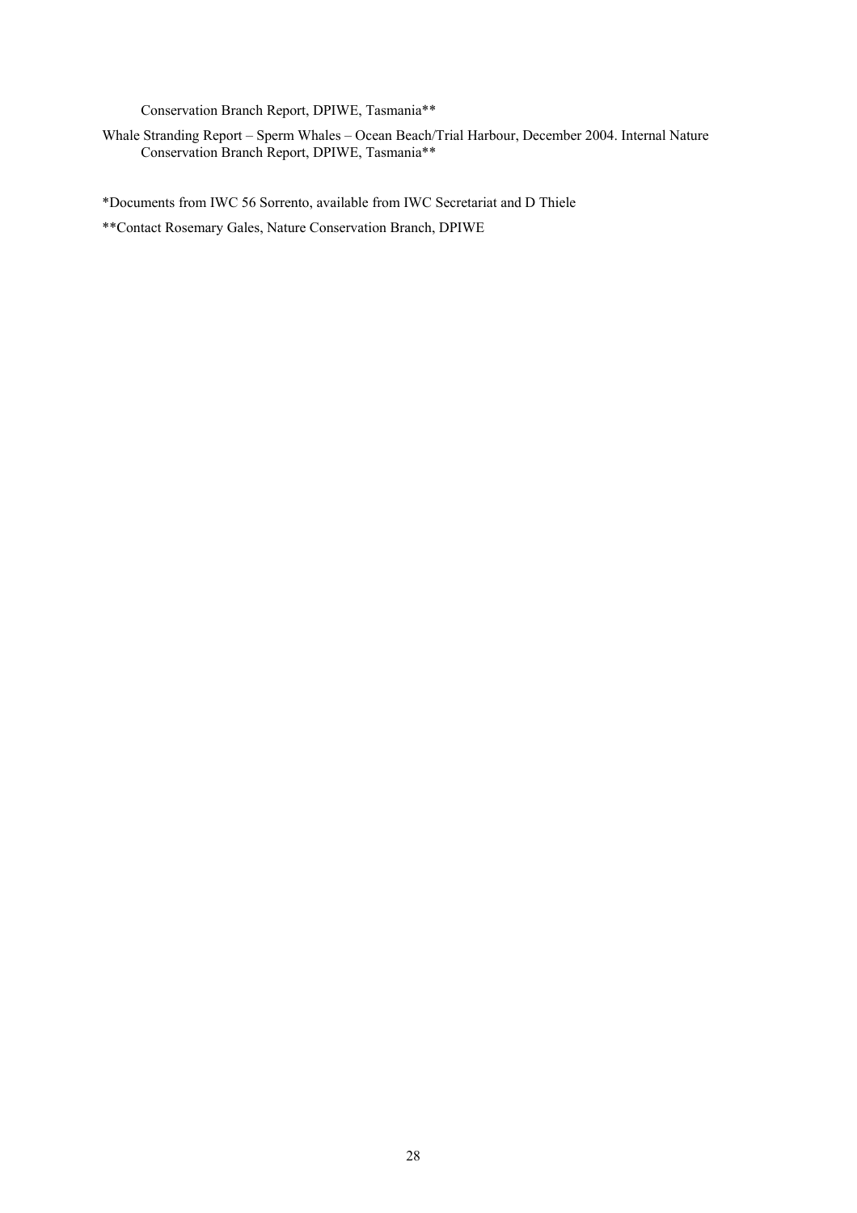Conservation Branch Report, DPIWE, Tasmania**

Whale Stranding Report – Sperm Whales – Ocean Beach/Trial Harbour, December 2004. Internal Nature Conservation Branch Report, DPIWE, Tasmania**

*Documents from IWC 56 Sorrento, available from IWC Secretariat and D Thiele

**Contact Rosemary Gales, Nature Conservation Branch, DPIWE